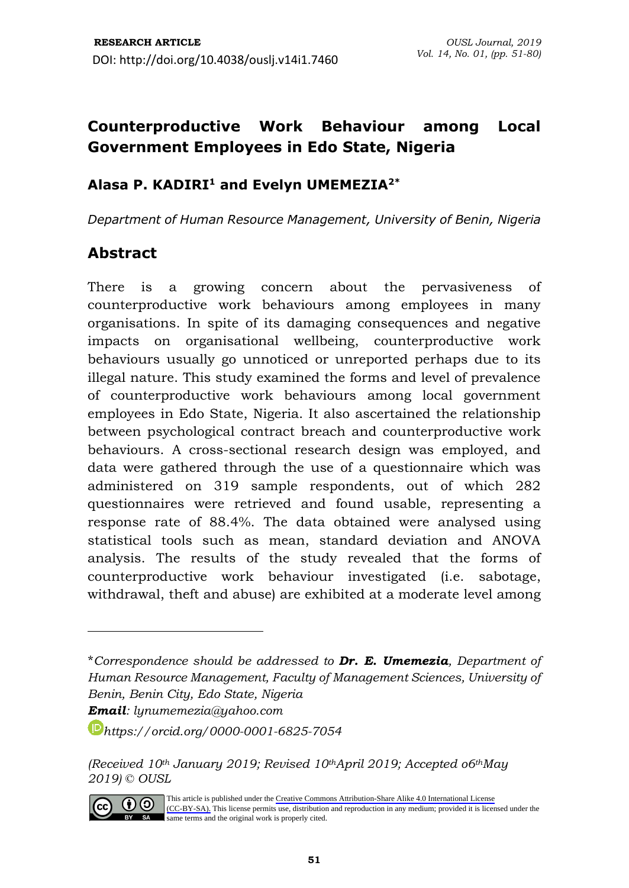RESEARCH ARTICLE

DOI: http://doi.org/10.4038/ouslj.v14i1.7460

# Counterproductive Work Behaviour among Local Government Employees in Edo State, Nigeria

**Alasa P. KADIRI[1] and Evelyn UMEMEZIA[2*]**

*Department of Human Resource Management, University of Benin, Nigeria*

## Abstract

There is a growing concern about the pervasiveness of counterproductive work behaviours among employees in many organisations. In spite of its damaging consequences and negative impacts on organisational wellbeing, counterproductive work behaviours usually go unnoticed or unreported perhaps due to its illegal nature. This study examined the forms and level of prevalence of counterproductive work behaviours among local government employees in Edo State, Nigeria. It also ascertained the relationship between psychological contract breach and counterproductive work behaviours. A cross-sectional research design was employed, and data were gathered through the use of a questionnaire which was administered on 319 sample respondents, out of which 282 questionnaires were retrieved and found usable, representing a response rate of 88.4%. The data obtained were analysed using statistical tools such as mean, standard deviation and ANOVA analysis. The results of the study revealed that the forms of counterproductive work behaviour investigated (i.e. sabotage, withdrawal, theft and abuse) are exhibited at a moderate level among

---

*\*Correspondence should be addressed to* ***Dr. E. Umemezia****, Department of Human Resource Management, Faculty of Management Sciences, University of Benin, Benin City, Edo State, Nigeria*

***Email****: lynumemezia@yahoo.com*

*https://orcid.org/0000-0001-6825-7054*

*(Received 10th January 2019; Revised 10th April 2019; Accepted 06th May 2019) © OUSL*

This article is published under the Creative Commons Attribution-Share Alike 4.0 International License (CC-BY-SA). This license permits use, distribution and reproduction in any medium; provided it is licensed under the same terms and the original work is properly cited.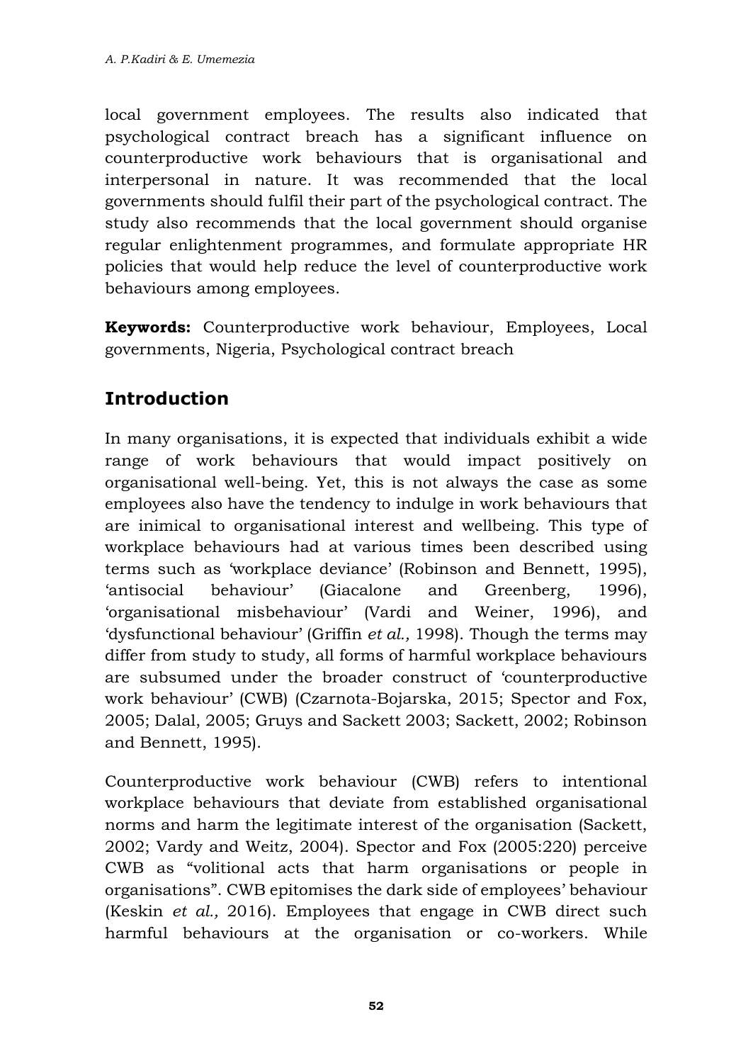local government employees. The results also indicated that psychological contract breach has a significant influence on counterproductive work behaviours that is organisational and interpersonal in nature. It was recommended that the local governments should fulfil their part of the psychological contract. The study also recommends that the local government should organise regular enlightenment programmes, and formulate appropriate HR policies that would help reduce the level of counterproductive work behaviours among employees.

**Keywords:** Counterproductive work behaviour, Employees, Local governments, Nigeria, Psychological contract breach

## Introduction

In many organisations, it is expected that individuals exhibit a wide range of work behaviours that would impact positively on organisational well-being. Yet, this is not always the case as some employees also have the tendency to indulge in work behaviours that are inimical to organisational interest and wellbeing. This type of workplace behaviours had at various times been described using terms such as 'workplace deviance' (Robinson and Bennett, 1995), 'antisocial behaviour' (Giacalone and Greenberg, 1996), 'organisational misbehaviour' (Vardi and Weiner, 1996), and 'dysfunctional behaviour' (Griffin *et al.,* 1998). Though the terms may differ from study to study, all forms of harmful workplace behaviours are subsumed under the broader construct of 'counterproductive work behaviour' (CWB) (Czarnota-Bojarska, 2015; Spector and Fox, 2005; Dalal, 2005; Gruys and Sackett 2003; Sackett, 2002; Robinson and Bennett, 1995).

Counterproductive work behaviour (CWB) refers to intentional workplace behaviours that deviate from established organisational norms and harm the legitimate interest of the organisation (Sackett, 2002; Vardy and Weitz, 2004). Spector and Fox (2005:220) perceive CWB as "volitional acts that harm organisations or people in organisations". CWB epitomises the dark side of employees' behaviour (Keskin *et al.,* 2016). Employees that engage in CWB direct such harmful behaviours at the organisation or co-workers. While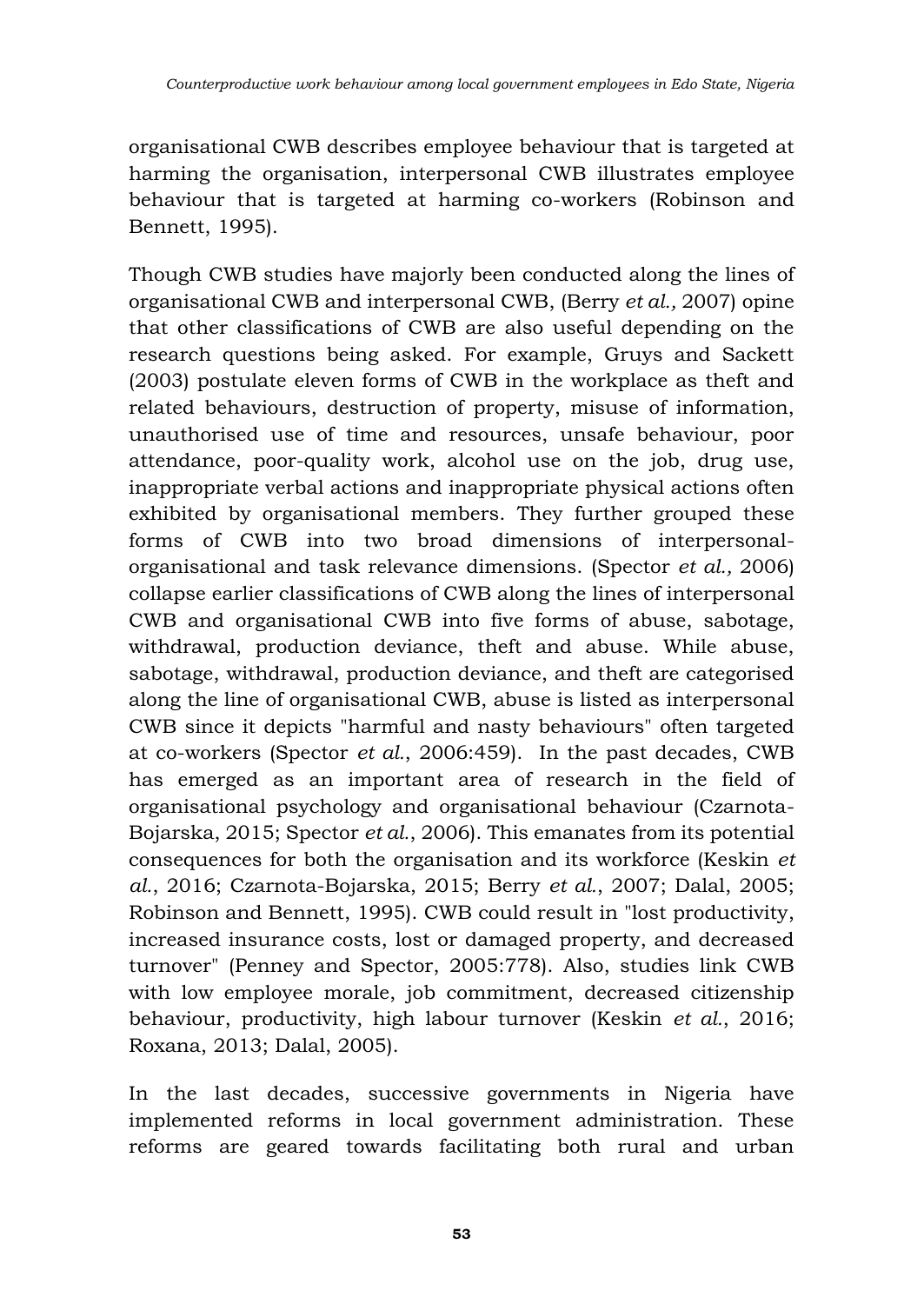organisational CWB describes employee behaviour that is targeted at harming the organisation, interpersonal CWB illustrates employee behaviour that is targeted at harming co-workers (Robinson and Bennett, 1995).

Though CWB studies have majorly been conducted along the lines of organisational CWB and interpersonal CWB, (Berry *et al.,* 2007) opine that other classifications of CWB are also useful depending on the research questions being asked. For example, Gruys and Sackett (2003) postulate eleven forms of CWB in the workplace as theft and related behaviours, destruction of property, misuse of information, unauthorised use of time and resources, unsafe behaviour, poor attendance, poor-quality work, alcohol use on the job, drug use, inappropriate verbal actions and inappropriate physical actions often exhibited by organisational members. They further grouped these forms of CWB into two broad dimensions of interpersonal-organisational and task relevance dimensions. (Spector *et al.,* 2006) collapse earlier classifications of CWB along the lines of interpersonal CWB and organisational CWB into five forms of abuse, sabotage, withdrawal, production deviance, theft and abuse. While abuse, sabotage, withdrawal, production deviance, and theft are categorised along the line of organisational CWB, abuse is listed as interpersonal CWB since it depicts "harmful and nasty behaviours" often targeted at co-workers (Spector *et al.*, 2006:459). In the past decades, CWB has emerged as an important area of research in the field of organisational psychology and organisational behaviour (Czarnota-Bojarska, 2015; Spector *et al.*, 2006). This emanates from its potential consequences for both the organisation and its workforce (Keskin *et al.*, 2016; Czarnota-Bojarska, 2015; Berry *et al.*, 2007; Dalal, 2005; Robinson and Bennett, 1995). CWB could result in "lost productivity, increased insurance costs, lost or damaged property, and decreased turnover" (Penney and Spector, 2005:778). Also, studies link CWB with low employee morale, job commitment, decreased citizenship behaviour, productivity, high labour turnover (Keskin *et al.*, 2016; Roxana, 2013; Dalal, 2005).

In the last decades, successive governments in Nigeria have implemented reforms in local government administration. These reforms are geared towards facilitating both rural and urban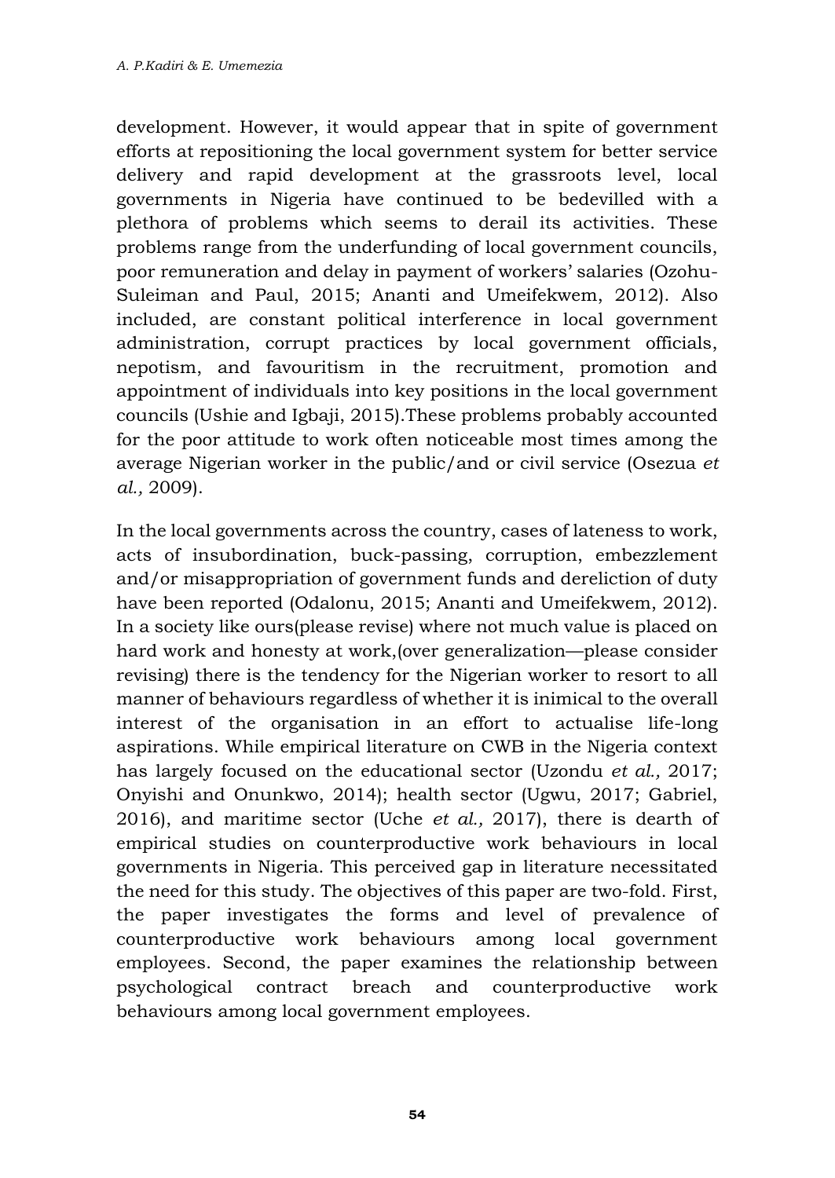development. However, it would appear that in spite of government efforts at repositioning the local government system for better service delivery and rapid development at the grassroots level, local governments in Nigeria have continued to be bedevilled with a plethora of problems which seems to derail its activities. These problems range from the underfunding of local government councils, poor remuneration and delay in payment of workers' salaries (Ozohu-Suleiman and Paul, 2015; Ananti and Umeifekwem, 2012). Also included, are constant political interference in local government administration, corrupt practices by local government officials, nepotism, and favouritism in the recruitment, promotion and appointment of individuals into key positions in the local government councils (Ushie and Igbaji, 2015).These problems probably accounted for the poor attitude to work often noticeable most times among the average Nigerian worker in the public/and or civil service (Osezua *et al.,* 2009).

In the local governments across the country, cases of lateness to work, acts of insubordination, buck-passing, corruption, embezzlement and/or misappropriation of government funds and dereliction of duty have been reported (Odalonu, 2015; Ananti and Umeifekwem, 2012). In a society like ours(please revise) where not much value is placed on hard work and honesty at work,(over generalization—please consider revising) there is the tendency for the Nigerian worker to resort to all manner of behaviours regardless of whether it is inimical to the overall interest of the organisation in an effort to actualise life-long aspirations. While empirical literature on CWB in the Nigeria context has largely focused on the educational sector (Uzondu *et al.,* 2017; Onyishi and Onunkwo, 2014); health sector (Ugwu, 2017; Gabriel, 2016), and maritime sector (Uche *et al.,* 2017), there is dearth of empirical studies on counterproductive work behaviours in local governments in Nigeria. This perceived gap in literature necessitated the need for this study. The objectives of this paper are two-fold. First, the paper investigates the forms and level of prevalence of counterproductive work behaviours among local government employees. Second, the paper examines the relationship between psychological contract breach and counterproductive work behaviours among local government employees.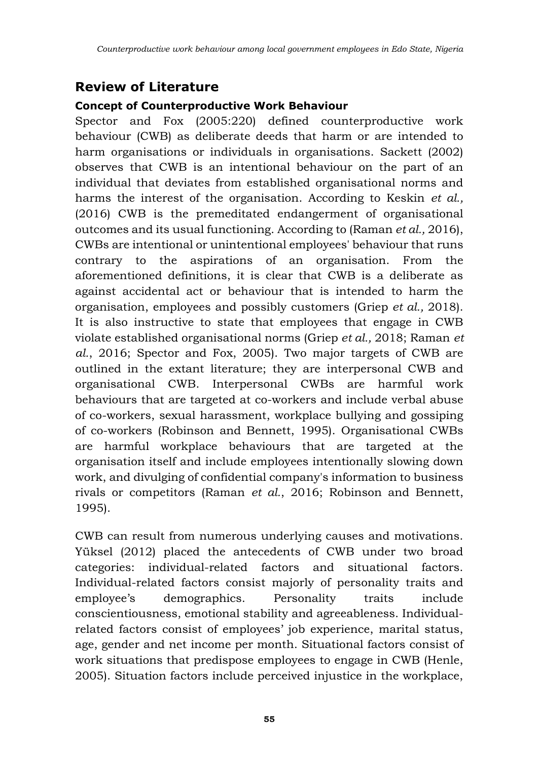## Review of Literature

### Concept of Counterproductive Work Behaviour

Spector and Fox (2005:220) defined counterproductive work behaviour (CWB) as deliberate deeds that harm or are intended to harm organisations or individuals in organisations. Sackett (2002) observes that CWB is an intentional behaviour on the part of an individual that deviates from established organisational norms and harms the interest of the organisation. According to Keskin *et al.,* (2016) CWB is the premeditated endangerment of organisational outcomes and its usual functioning. According to (Raman *et al.,* 2016), CWBs are intentional or unintentional employees' behaviour that runs contrary to the aspirations of an organisation. From the aforementioned definitions, it is clear that CWB is a deliberate as against accidental act or behaviour that is intended to harm the organisation, employees and possibly customers (Griep *et al.,* 2018). It is also instructive to state that employees that engage in CWB violate established organisational norms (Griep *et al.,* 2018; Raman *et al.*, 2016; Spector and Fox, 2005). Two major targets of CWB are outlined in the extant literature; they are interpersonal CWB and organisational CWB. Interpersonal CWBs are harmful work behaviours that are targeted at co-workers and include verbal abuse of co-workers, sexual harassment, workplace bullying and gossiping of co-workers (Robinson and Bennett, 1995). Organisational CWBs are harmful workplace behaviours that are targeted at the organisation itself and include employees intentionally slowing down work, and divulging of confidential company's information to business rivals or competitors (Raman *et al.*, 2016; Robinson and Bennett, 1995).

CWB can result from numerous underlying causes and motivations. Yüksel (2012) placed the antecedents of CWB under two broad categories: individual-related factors and situational factors. Individual-related factors consist majorly of personality traits and employee's demographics. Personality traits include conscientiousness, emotional stability and agreeableness. Individual-related factors consist of employees' job experience, marital status, age, gender and net income per month. Situational factors consist of work situations that predispose employees to engage in CWB (Henle, 2005). Situation factors include perceived injustice in the workplace,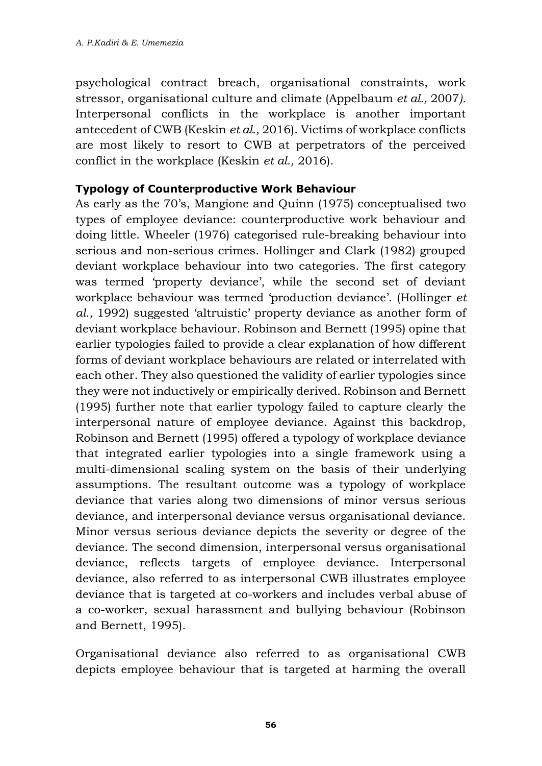psychological contract breach, organisational constraints, work stressor, organisational culture and climate (Appelbaum *et al.,* 2007*).* Interpersonal conflicts in the workplace is another important antecedent of CWB (Keskin *et al.,* 2016). Victims of workplace conflicts are most likely to resort to CWB at perpetrators of the perceived conflict in the workplace (Keskin *et al.,* 2016).

**Typology of Counterproductive Work Behaviour**

As early as the 70's, Mangione and Quinn (1975) conceptualised two types of employee deviance: counterproductive work behaviour and doing little. Wheeler (1976) categorised rule-breaking behaviour into serious and non-serious crimes. Hollinger and Clark (1982) grouped deviant workplace behaviour into two categories. The first category was termed 'property deviance', while the second set of deviant workplace behaviour was termed 'production deviance'. (Hollinger *et al.,* 1992) suggested 'altruistic' property deviance as another form of deviant workplace behaviour. Robinson and Bernett (1995) opine that earlier typologies failed to provide a clear explanation of how different forms of deviant workplace behaviours are related or interrelated with each other. They also questioned the validity of earlier typologies since they were not inductively or empirically derived. Robinson and Bernett (1995) further note that earlier typology failed to capture clearly the interpersonal nature of employee deviance. Against this backdrop, Robinson and Bernett (1995) offered a typology of workplace deviance that integrated earlier typologies into a single framework using a multi-dimensional scaling system on the basis of their underlying assumptions. The resultant outcome was a typology of workplace deviance that varies along two dimensions of minor versus serious deviance, and interpersonal deviance versus organisational deviance. Minor versus serious deviance depicts the severity or degree of the deviance. The second dimension, interpersonal versus organisational deviance, reflects targets of employee deviance. Interpersonal deviance, also referred to as interpersonal CWB illustrates employee deviance that is targeted at co-workers and includes verbal abuse of a co-worker, sexual harassment and bullying behaviour (Robinson and Bernett, 1995).

Organisational deviance also referred to as organisational CWB depicts employee behaviour that is targeted at harming the overall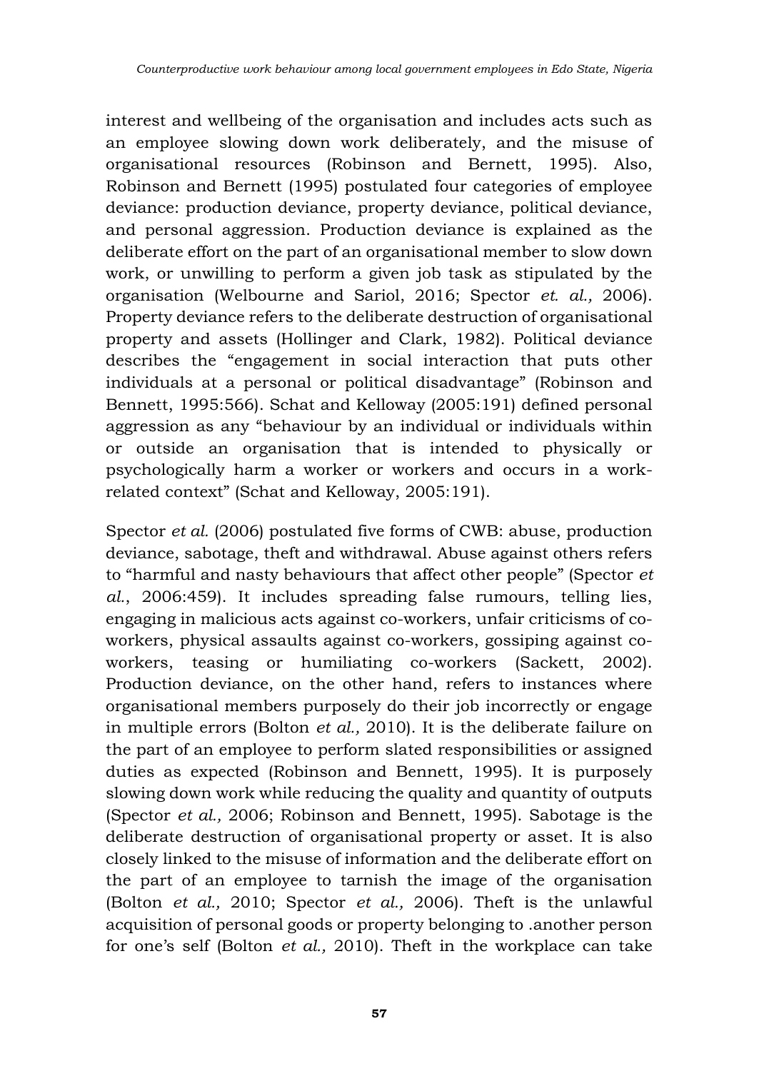interest and wellbeing of the organisation and includes acts such as an employee slowing down work deliberately, and the misuse of organisational resources (Robinson and Bernett, 1995). Also, Robinson and Bernett (1995) postulated four categories of employee deviance: production deviance, property deviance, political deviance, and personal aggression. Production deviance is explained as the deliberate effort on the part of an organisational member to slow down work, or unwilling to perform a given job task as stipulated by the organisation (Welbourne and Sariol, 2016; Spector *et. al.,* 2006). Property deviance refers to the deliberate destruction of organisational property and assets (Hollinger and Clark, 1982). Political deviance describes the "engagement in social interaction that puts other individuals at a personal or political disadvantage" (Robinson and Bennett, 1995:566). Schat and Kelloway (2005:191) defined personal aggression as any "behaviour by an individual or individuals within or outside an organisation that is intended to physically or psychologically harm a worker or workers and occurs in a work-related context" (Schat and Kelloway, 2005:191).

Spector *et al.* (2006) postulated five forms of CWB: abuse, production deviance, sabotage, theft and withdrawal. Abuse against others refers to "harmful and nasty behaviours that affect other people" (Spector *et al.*, 2006:459). It includes spreading false rumours, telling lies, engaging in malicious acts against co-workers, unfair criticisms of co-workers, physical assaults against co-workers, gossiping against co-workers, teasing or humiliating co-workers (Sackett, 2002). Production deviance, on the other hand, refers to instances where organisational members purposely do their job incorrectly or engage in multiple errors (Bolton *et al.,* 2010). It is the deliberate failure on the part of an employee to perform slated responsibilities or assigned duties as expected (Robinson and Bennett, 1995). It is purposely slowing down work while reducing the quality and quantity of outputs (Spector *et al.,* 2006; Robinson and Bennett, 1995). Sabotage is the deliberate destruction of organisational property or asset. It is also closely linked to the misuse of information and the deliberate effort on the part of an employee to tarnish the image of the organisation (Bolton *et al.,* 2010; Spector *et al.,* 2006). Theft is the unlawful acquisition of personal goods or property belonging to .another person for one's self (Bolton *et al.,* 2010). Theft in the workplace can take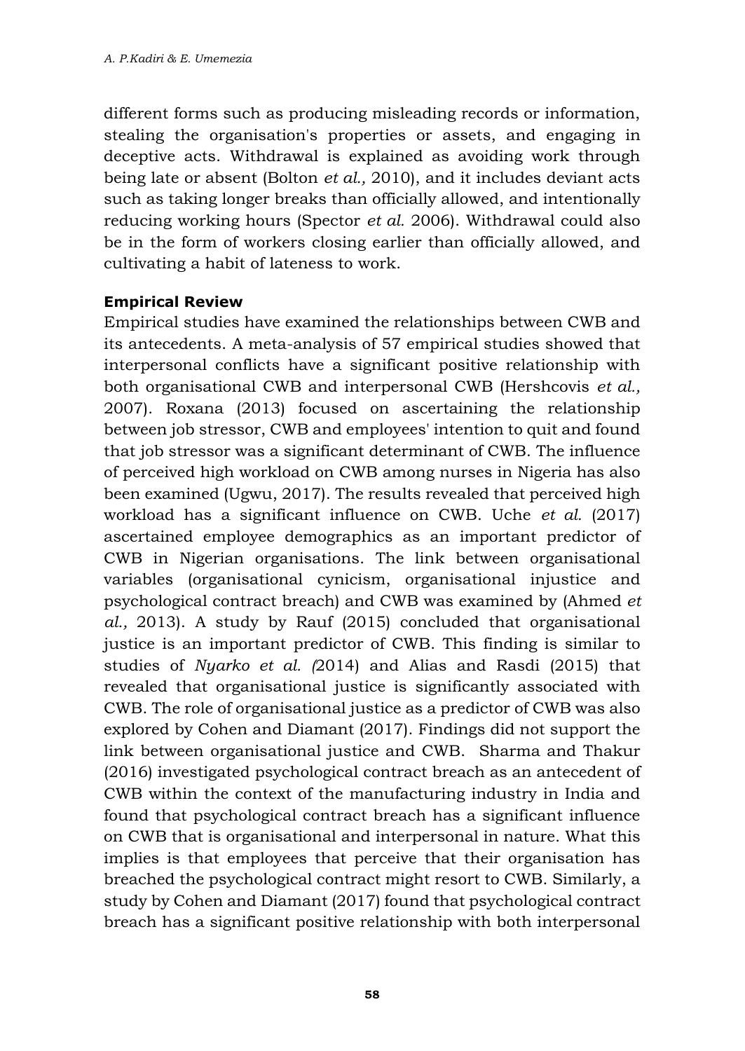different forms such as producing misleading records or information, stealing the organisation's properties or assets, and engaging in deceptive acts. Withdrawal is explained as avoiding work through being late or absent (Bolton *et al.,* 2010), and it includes deviant acts such as taking longer breaks than officially allowed, and intentionally reducing working hours (Spector *et al.* 2006). Withdrawal could also be in the form of workers closing earlier than officially allowed, and cultivating a habit of lateness to work.

**Empirical Review**

Empirical studies have examined the relationships between CWB and its antecedents. A meta-analysis of 57 empirical studies showed that interpersonal conflicts have a significant positive relationship with both organisational CWB and interpersonal CWB (Hershcovis *et al.,* 2007). Roxana (2013) focused on ascertaining the relationship between job stressor, CWB and employees' intention to quit and found that job stressor was a significant determinant of CWB. The influence of perceived high workload on CWB among nurses in Nigeria has also been examined (Ugwu, 2017). The results revealed that perceived high workload has a significant influence on CWB. Uche *et al.* (2017) ascertained employee demographics as an important predictor of CWB in Nigerian organisations. The link between organisational variables (organisational cynicism, organisational injustice and psychological contract breach) and CWB was examined by (Ahmed *et al.,* 2013). A study by Rauf (2015) concluded that organisational justice is an important predictor of CWB. This finding is similar to studies of *Nyarko et al. (*2014) and Alias and Rasdi (2015) that revealed that organisational justice is significantly associated with CWB. The role of organisational justice as a predictor of CWB was also explored by Cohen and Diamant (2017). Findings did not support the link between organisational justice and CWB. Sharma and Thakur (2016) investigated psychological contract breach as an antecedent of CWB within the context of the manufacturing industry in India and found that psychological contract breach has a significant influence on CWB that is organisational and interpersonal in nature. What this implies is that employees that perceive that their organisation has breached the psychological contract might resort to CWB. Similarly, a study by Cohen and Diamant (2017) found that psychological contract breach has a significant positive relationship with both interpersonal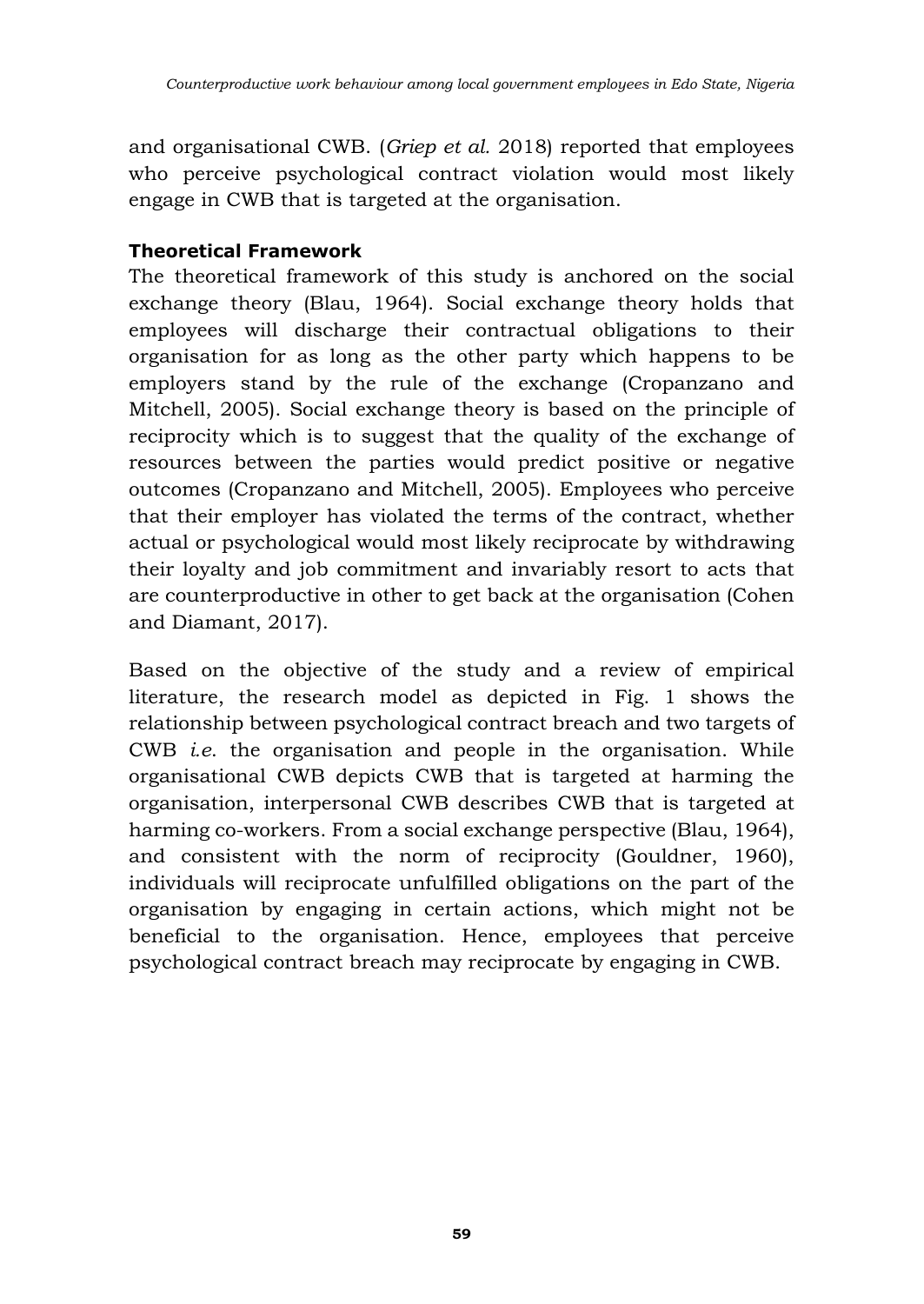and organisational CWB. (*Griep et al.* 2018) reported that employees who perceive psychological contract violation would most likely engage in CWB that is targeted at the organisation.

### Theoretical Framework

The theoretical framework of this study is anchored on the social exchange theory (Blau, 1964). Social exchange theory holds that employees will discharge their contractual obligations to their organisation for as long as the other party which happens to be employers stand by the rule of the exchange (Cropanzano and Mitchell, 2005). Social exchange theory is based on the principle of reciprocity which is to suggest that the quality of the exchange of resources between the parties would predict positive or negative outcomes (Cropanzano and Mitchell, 2005). Employees who perceive that their employer has violated the terms of the contract, whether actual or psychological would most likely reciprocate by withdrawing their loyalty and job commitment and invariably resort to acts that are counterproductive in other to get back at the organisation (Cohen and Diamant, 2017).

Based on the objective of the study and a review of empirical literature, the research model as depicted in Fig. 1 shows the relationship between psychological contract breach and two targets of CWB *i.e.* the organisation and people in the organisation. While organisational CWB depicts CWB that is targeted at harming the organisation, interpersonal CWB describes CWB that is targeted at harming co-workers. From a social exchange perspective (Blau, 1964), and consistent with the norm of reciprocity (Gouldner, 1960), individuals will reciprocate unfulfilled obligations on the part of the organisation by engaging in certain actions, which might not be beneficial to the organisation. Hence, employees that perceive psychological contract breach may reciprocate by engaging in CWB.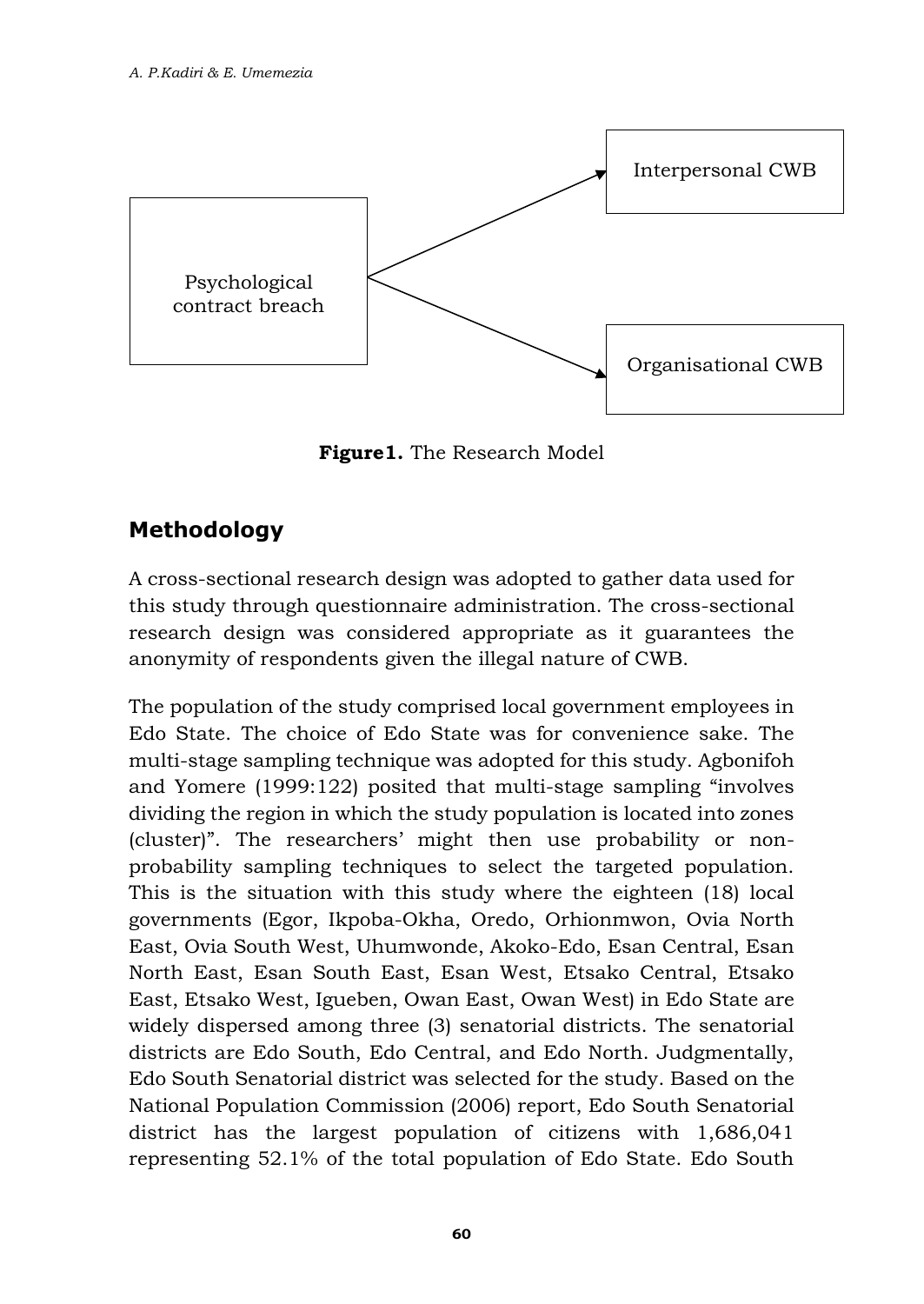Psychological contract breach → Interpersonal CWB

Psychological contract breach → Organisational CWB

**Figure1.** The Research Model

## Methodology

A cross-sectional research design was adopted to gather data used for this study through questionnaire administration. The cross-sectional research design was considered appropriate as it guarantees the anonymity of respondents given the illegal nature of CWB.

The population of the study comprised local government employees in Edo State. The choice of Edo State was for convenience sake. The multi-stage sampling technique was adopted for this study. Agbonifoh and Yomere (1999:122) posited that multi-stage sampling "involves dividing the region in which the study population is located into zones (cluster)". The researchers' might then use probability or non-probability sampling techniques to select the targeted population. This is the situation with this study where the eighteen (18) local governments (Egor, Ikpoba-Okha, Oredo, Orhionmwon, Ovia North East, Ovia South West, Uhumwonde, Akoko-Edo, Esan Central, Esan North East, Esan South East, Esan West, Etsako Central, Etsako East, Etsako West, Igueben, Owan East, Owan West) in Edo State are widely dispersed among three (3) senatorial districts. The senatorial districts are Edo South, Edo Central, and Edo North. Judgmentally, Edo South Senatorial district was selected for the study. Based on the National Population Commission (2006) report, Edo South Senatorial district has the largest population of citizens with 1,686,041 representing 52.1% of the total population of Edo State. Edo South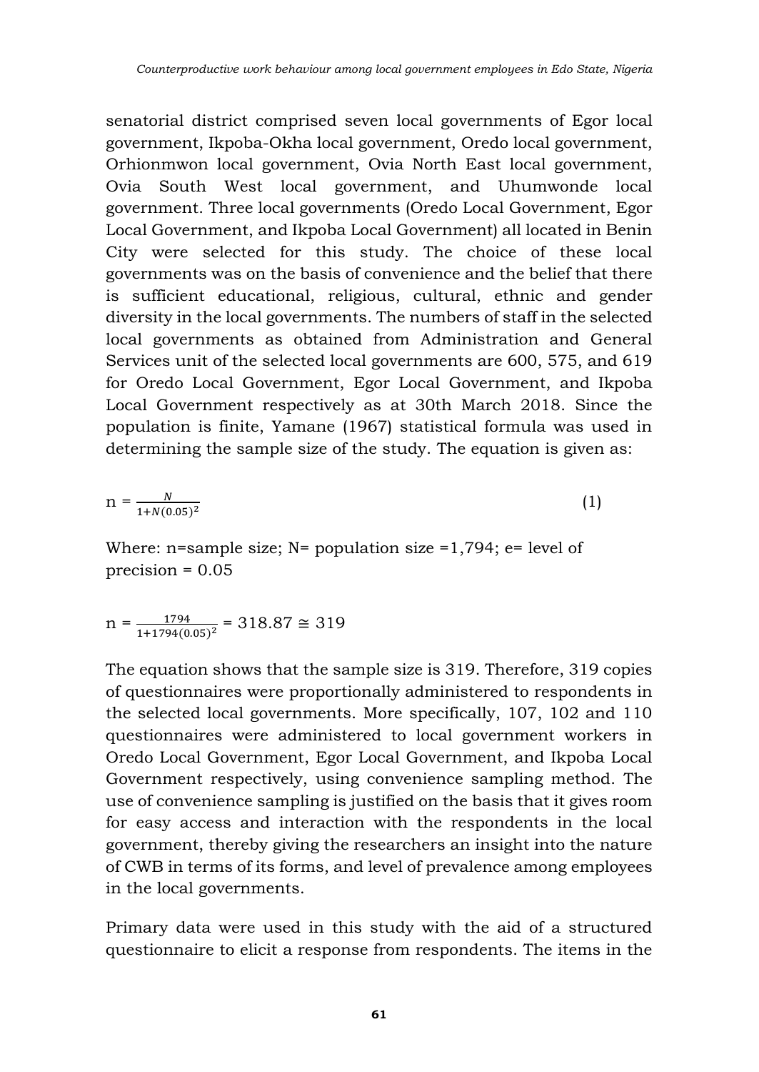senatorial district comprised seven local governments of Egor local government, Ikpoba-Okha local government, Oredo local government, Orhionmwon local government, Ovia North East local government, Ovia South West local government, and Uhumwonde local government. Three local governments (Oredo Local Government, Egor Local Government, and Ikpoba Local Government) all located in Benin City were selected for this study. The choice of these local governments was on the basis of convenience and the belief that there is sufficient educational, religious, cultural, ethnic and gender diversity in the local governments. The numbers of staff in the selected local governments as obtained from Administration and General Services unit of the selected local governments are 600, 575, and 619 for Oredo Local Government, Egor Local Government, and Ikpoba Local Government respectively as at 30th March 2018. Since the population is finite, Yamane (1967) statistical formula was used in determining the sample size of the study. The equation is given as:

$$n = \frac{N}{1+N(0.05)^2} \qquad (1)$$

Where: n=sample size; N= population size =1,794; e= level of precision = 0.05

$$n = \frac{1794}{1+1794(0.05)^2} = 318.87 \cong 319$$

The equation shows that the sample size is 319. Therefore, 319 copies of questionnaires were proportionally administered to respondents in the selected local governments. More specifically, 107, 102 and 110 questionnaires were administered to local government workers in Oredo Local Government, Egor Local Government, and Ikpoba Local Government respectively, using convenience sampling method. The use of convenience sampling is justified on the basis that it gives room for easy access and interaction with the respondents in the local government, thereby giving the researchers an insight into the nature of CWB in terms of its forms, and level of prevalence among employees in the local governments.

Primary data were used in this study with the aid of a structured questionnaire to elicit a response from respondents. The items in the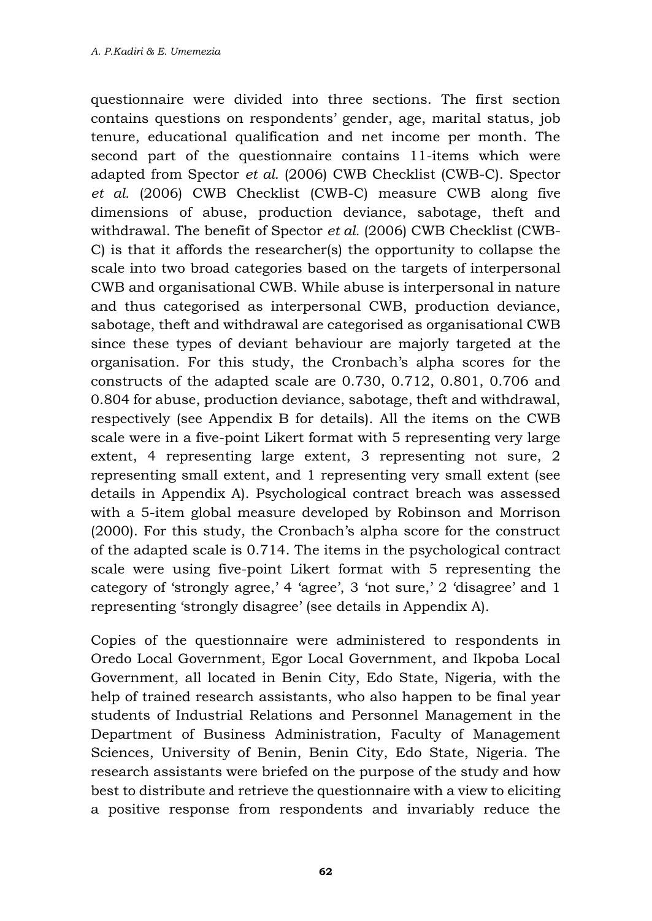questionnaire were divided into three sections. The first section contains questions on respondents' gender, age, marital status, job tenure, educational qualification and net income per month. The second part of the questionnaire contains 11-items which were adapted from Spector *et al.* (2006) CWB Checklist (CWB-C). Spector *et al.* (2006) CWB Checklist (CWB-C) measure CWB along five dimensions of abuse, production deviance, sabotage, theft and withdrawal. The benefit of Spector *et al.* (2006) CWB Checklist (CWB-C) is that it affords the researcher(s) the opportunity to collapse the scale into two broad categories based on the targets of interpersonal CWB and organisational CWB. While abuse is interpersonal in nature and thus categorised as interpersonal CWB, production deviance, sabotage, theft and withdrawal are categorised as organisational CWB since these types of deviant behaviour are majorly targeted at the organisation. For this study, the Cronbach's alpha scores for the constructs of the adapted scale are 0.730, 0.712, 0.801, 0.706 and 0.804 for abuse, production deviance, sabotage, theft and withdrawal, respectively (see Appendix B for details). All the items on the CWB scale were in a five-point Likert format with 5 representing very large extent, 4 representing large extent, 3 representing not sure, 2 representing small extent, and 1 representing very small extent (see details in Appendix A). Psychological contract breach was assessed with a 5-item global measure developed by Robinson and Morrison (2000). For this study, the Cronbach's alpha score for the construct of the adapted scale is 0.714. The items in the psychological contract scale were using five-point Likert format with 5 representing the category of 'strongly agree,' 4 'agree', 3 'not sure,' 2 'disagree' and 1 representing 'strongly disagree' (see details in Appendix A).

Copies of the questionnaire were administered to respondents in Oredo Local Government, Egor Local Government, and Ikpoba Local Government, all located in Benin City, Edo State, Nigeria, with the help of trained research assistants, who also happen to be final year students of Industrial Relations and Personnel Management in the Department of Business Administration, Faculty of Management Sciences, University of Benin, Benin City, Edo State, Nigeria. The research assistants were briefed on the purpose of the study and how best to distribute and retrieve the questionnaire with a view to eliciting a positive response from respondents and invariably reduce the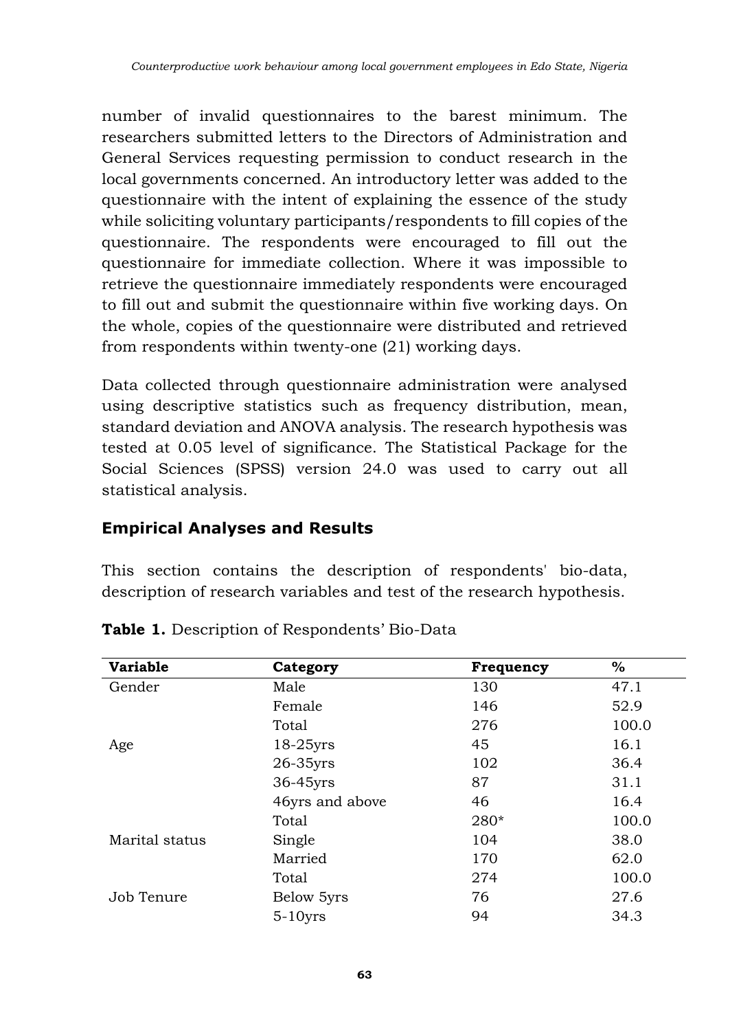number of invalid questionnaires to the barest minimum. The researchers submitted letters to the Directors of Administration and General Services requesting permission to conduct research in the local governments concerned. An introductory letter was added to the questionnaire with the intent of explaining the essence of the study while soliciting voluntary participants/respondents to fill copies of the questionnaire. The respondents were encouraged to fill out the questionnaire for immediate collection. Where it was impossible to retrieve the questionnaire immediately respondents were encouraged to fill out and submit the questionnaire within five working days. On the whole, copies of the questionnaire were distributed and retrieved from respondents within twenty-one (21) working days.

Data collected through questionnaire administration were analysed using descriptive statistics such as frequency distribution, mean, standard deviation and ANOVA analysis. The research hypothesis was tested at 0.05 level of significance. The Statistical Package for the Social Sciences (SPSS) version 24.0 was used to carry out all statistical analysis.

## Empirical Analyses and Results

This section contains the description of respondents' bio-data, description of research variables and test of the research hypothesis.

**Table 1.** Description of Respondents' Bio-Data

| Variable | Category | Frequency | % |
|---|---|---|---|
| Gender | Male | 130 | 47.1 |
| | Female | 146 | 52.9 |
| | Total | 276 | 100.0 |
| Age | 18-25yrs | 45 | 16.1 |
| | 26-35yrs | 102 | 36.4 |
| | 36-45yrs | 87 | 31.1 |
| | 46yrs and above | 46 | 16.4 |
| | Total | 280* | 100.0 |
| Marital status | Single | 104 | 38.0 |
| | Married | 170 | 62.0 |
| | Total | 274 | 100.0 |
| Job Tenure | Below 5yrs | 76 | 27.6 |
| | 5-10yrs | 94 | 34.3 |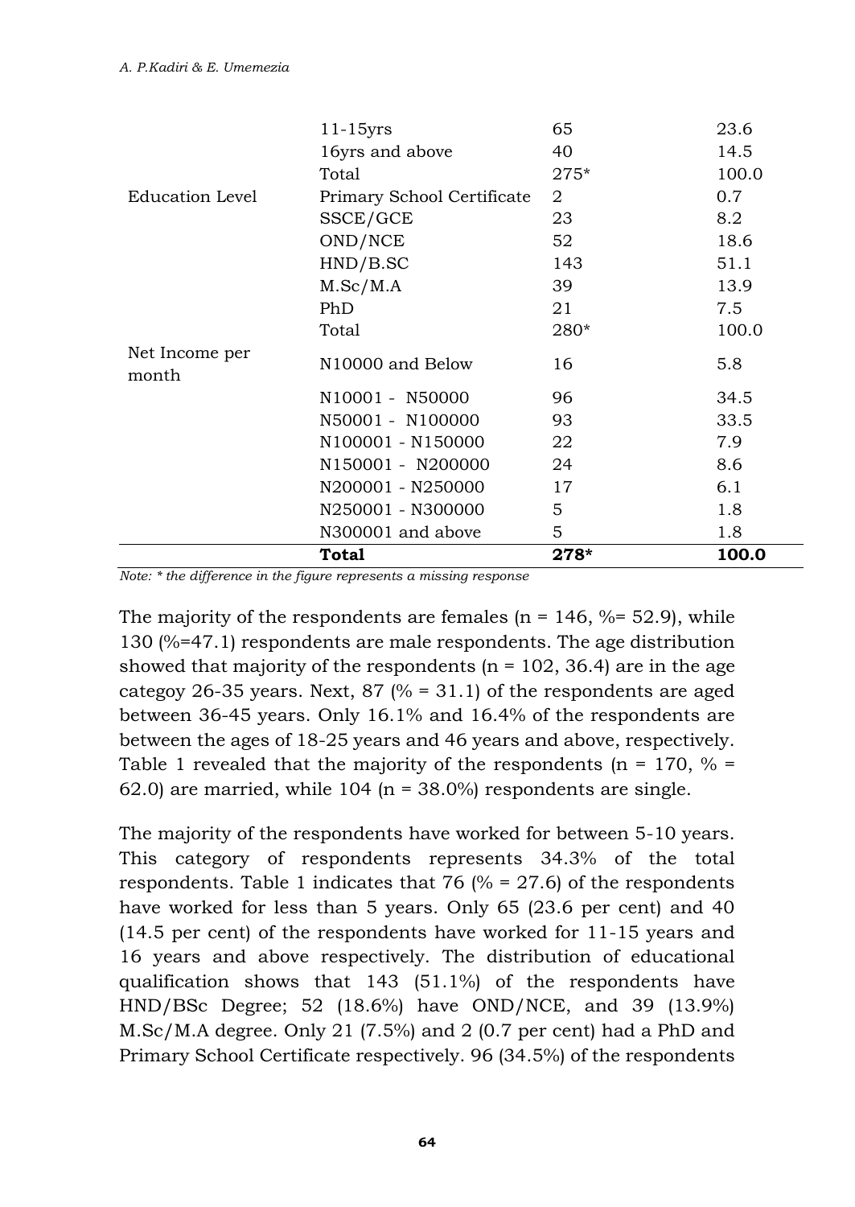| | | | |
|---|---|---|---|
| | 11-15yrs | 65 | 23.6 |
| | 16yrs and above | 40 | 14.5 |
| | Total | 275* | 100.0 |
| Education Level | Primary School Certificate | 2 | 0.7 |
| | SSCE/GCE | 23 | 8.2 |
| | OND/NCE | 52 | 18.6 |
| | HND/B.SC | 143 | 51.1 |
| | M.Sc/M.A | 39 | 13.9 |
| | PhD | 21 | 7.5 |
| | Total | 280* | 100.0 |
| Net Income per month | N10000 and Below | 16 | 5.8 |
| | N10001 - N50000 | 96 | 34.5 |
| | N50001 - N100000 | 93 | 33.5 |
| | N100001 - N150000 | 22 | 7.9 |
| | N150001 - N200000 | 24 | 8.6 |
| | N200001 - N250000 | 17 | 6.1 |
| | N250001 - N300000 | 5 | 1.8 |
| | N300001 and above | 5 | 1.8 |
| | **Total** | **278*** | **100.0** |

*Note: * the difference in the figure represents a missing response*

The majority of the respondents are females (n = 146, %= 52.9), while 130 (%=47.1) respondents are male respondents. The age distribution showed that majority of the respondents (n = 102, 36.4) are in the age categoy 26-35 years. Next, 87 (% = 31.1) of the respondents are aged between 36-45 years. Only 16.1% and 16.4% of the respondents are between the ages of 18-25 years and 46 years and above, respectively. Table 1 revealed that the majority of the respondents (n = 170, % = 62.0) are married, while 104 (n = 38.0%) respondents are single.

The majority of the respondents have worked for between 5-10 years. This category of respondents represents 34.3% of the total respondents. Table 1 indicates that 76 (% = 27.6) of the respondents have worked for less than 5 years. Only 65 (23.6 per cent) and 40 (14.5 per cent) of the respondents have worked for 11-15 years and 16 years and above respectively. The distribution of educational qualification shows that 143 (51.1%) of the respondents have HND/BSc Degree; 52 (18.6%) have OND/NCE, and 39 (13.9%) M.Sc/M.A degree. Only 21 (7.5%) and 2 (0.7 per cent) had a PhD and Primary School Certificate respectively. 96 (34.5%) of the respondents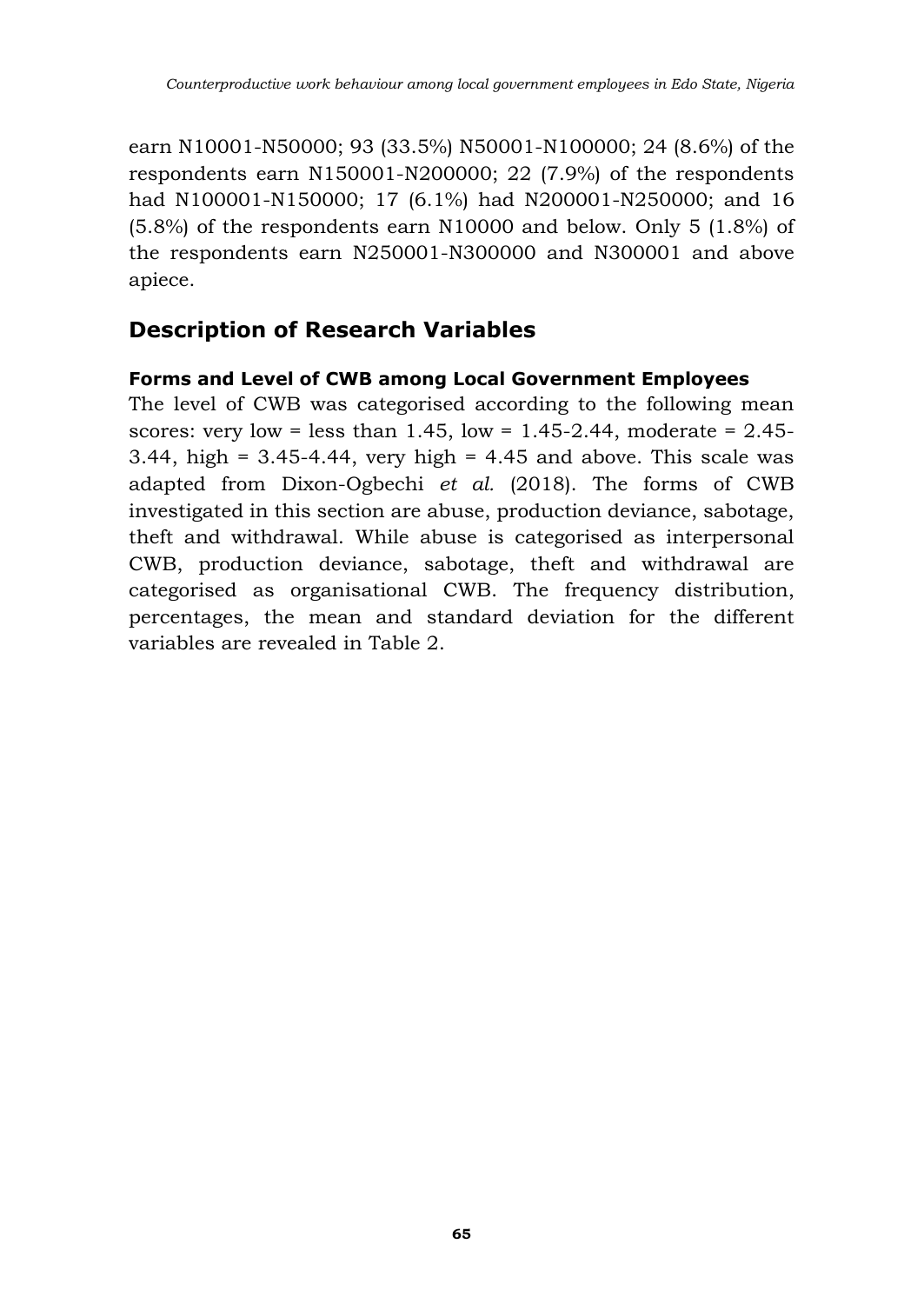earn N10001-N50000; 93 (33.5%) N50001-N100000; 24 (8.6%) of the respondents earn N150001-N200000; 22 (7.9%) of the respondents had N100001-N150000; 17 (6.1%) had N200001-N250000; and 16 (5.8%) of the respondents earn N10000 and below. Only 5 (1.8%) of the respondents earn N250001-N300000 and N300001 and above apiece.

## Description of Research Variables

### Forms and Level of CWB among Local Government Employees

The level of CWB was categorised according to the following mean scores: very low = less than 1.45, low = 1.45-2.44, moderate = 2.45-3.44, high = 3.45-4.44, very high = 4.45 and above. This scale was adapted from Dixon-Ogbechi *et al.* (2018). The forms of CWB investigated in this section are abuse, production deviance, sabotage, theft and withdrawal. While abuse is categorised as interpersonal CWB, production deviance, sabotage, theft and withdrawal are categorised as organisational CWB. The frequency distribution, percentages, the mean and standard deviation for the different variables are revealed in Table 2.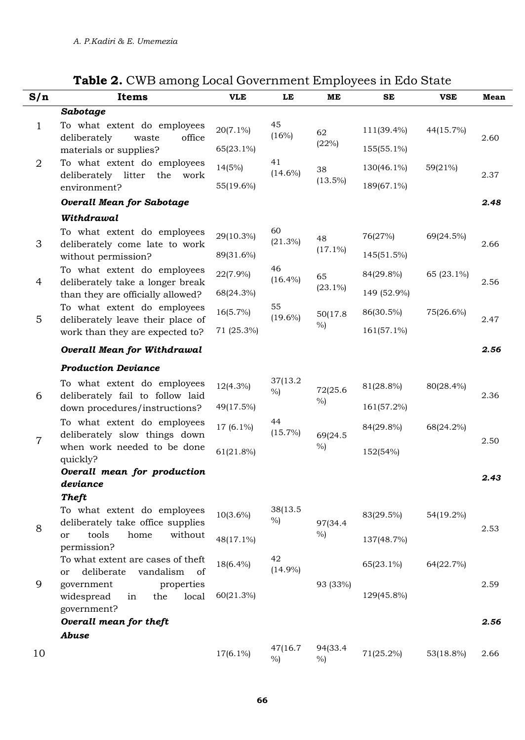**Table 2.** CWB among Local Government Employees in Edo State

| S/n | Items | VLE | LE | ME | SE | VSE | Mean |
|---|---|---|---|---|---|---|---|
| | ***Sabotage*** | | | | | | |
| 1 | To what extent do employees deliberately waste office materials or supplies? | 20(7.1%) 65(23.1%) | 45 (16%) | 62 (22%) | 111(39.4%) 155(55.1%) | 44(15.7%) | 2.60 |
| 2 | To what extent do employees deliberately litter the work environment? | 14(5%) 55(19.6%) | 41 (14.6%) | 38 (13.5%) | 130(46.1%) 189(67.1%) | 59(21%) | 2.37 |
| | ***Overall Mean for Sabotage*** | | | | | | ***2.48*** |
| | ***Withdrawal*** | | | | | | |
| 3 | To what extent do employees deliberately come late to work without permission? | 29(10.3%) 89(31.6%) | 60 (21.3%) | 48 (17.1%) | 76(27%) 145(51.5%) | 69(24.5%) | 2.66 |
| 4 | To what extent do employees deliberately take a longer break than they are officially allowed? | 22(7.9%) 68(24.3%) | 46 (16.4%) | 65 (23.1%) | 84(29.8%) 149 (52.9%) | 65 (23.1%) | 2.56 |
| 5 | To what extent do employees deliberately leave their place of work than they are expected to? | 16(5.7%) 71 (25.3%) | 55 (19.6%) | 50(17.8 %) | 86(30.5%) 161(57.1%) | 75(26.6%) | 2.47 |
| | ***Overall Mean for Withdrawal*** | | | | | | ***2.56*** |
| | ***Production Deviance*** | | | | | | |
| 6 | To what extent do employees deliberately fail to follow laid down procedures/instructions? | 12(4.3%) 49(17.5%) | 37(13.2 %) | 72(25.6 %) | 81(28.8%) 161(57.2%) | 80(28.4%) | 2.36 |
| 7 | To what extent do employees deliberately slow things down when work needed to be done quickly? | 17 (6.1%) 61(21.8%) | 44 (15.7%) | 69(24.5 %) | 84(29.8%) 152(54%) | 68(24.2%) | 2.50 |
| | ***Overall mean for production deviance*** | | | | | | ***2.43*** |
| | ***Theft*** | | | | | | |
| 8 | To what extent do employees deliberately take office supplies or tools home without permission? | 10(3.6%) 48(17.1%) | 38(13.5 %) | 97(34.4 %) | 83(29.5%) 137(48.7%) | 54(19.2%) | 2.53 |
| 9 | To what extent are cases of theft or deliberate vandalism of government properties widespread in the local government? | 18(6.4%) 60(21.3%) | 42 (14.9%) | 93 (33%) | 65(23.1%) 129(45.8%) | 64(22.7%) | 2.59 |
| | ***Overall mean for theft*** | | | | | | ***2.56*** |
| | ***Abuse*** | | | | | | |
| 10 | | 17(6.1%) | 47(16.7 %) | 94(33.4 %) | 71(25.2%) | 53(18.8%) | 2.66 |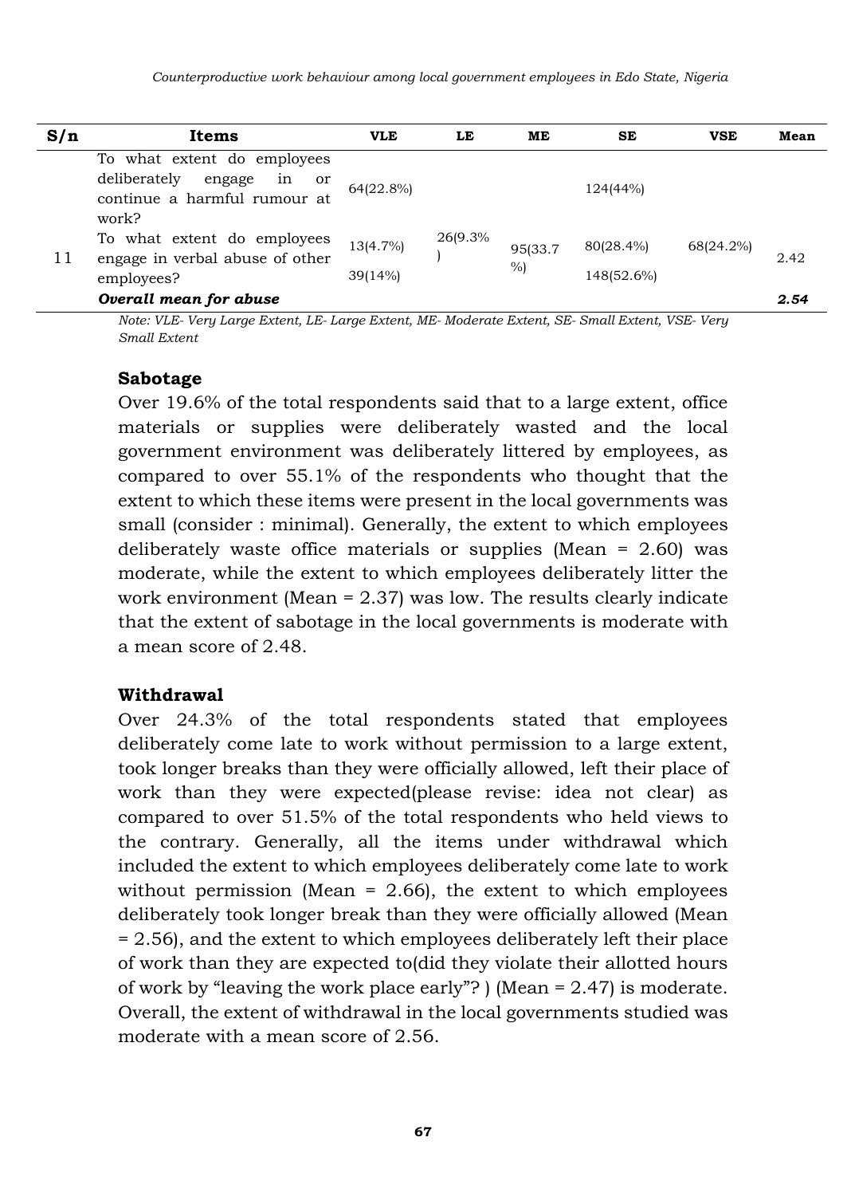| S/n | Items | VLE | LE | ME | SE | VSE | Mean |
|---|---|---|---|---|---|---|---|
| 11 | To what extent do employees deliberately engage in or continue a harmful rumour at work? | 64(22.8%) | | | 124(44%) | | |
| | To what extent do employees engage in verbal abuse of other employees? | 13(4.7%) 39(14%) | 26(9.3%) | 95(33.7%) | 80(28.4%) 148(52.6%) | 68(24.2%) | 2.42 |
| | ***Overall mean for abuse*** | | | | | | ***2.54*** |

*Note: VLE- Very Large Extent, LE- Large Extent, ME- Moderate Extent, SE- Small Extent, VSE- Very Small Extent*

**Sabotage**

Over 19.6% of the total respondents said that to a large extent, office materials or supplies were deliberately wasted and the local government environment was deliberately littered by employees, as compared to over 55.1% of the respondents who thought that the extent to which these items were present in the local governments was small (consider : minimal). Generally, the extent to which employees deliberately waste office materials or supplies (Mean = 2.60) was moderate, while the extent to which employees deliberately litter the work environment (Mean = 2.37) was low. The results clearly indicate that the extent of sabotage in the local governments is moderate with a mean score of 2.48.

**Withdrawal**

Over 24.3% of the total respondents stated that employees deliberately come late to work without permission to a large extent, took longer breaks than they were officially allowed, left their place of work than they were expected(please revise: idea not clear) as compared to over 51.5% of the total respondents who held views to the contrary. Generally, all the items under withdrawal which included the extent to which employees deliberately come late to work without permission (Mean = 2.66), the extent to which employees deliberately took longer break than they were officially allowed (Mean = 2.56), and the extent to which employees deliberately left their place of work than they are expected to(did they violate their allotted hours of work by "leaving the work place early"? ) (Mean = 2.47) is moderate. Overall, the extent of withdrawal in the local governments studied was moderate with a mean score of 2.56.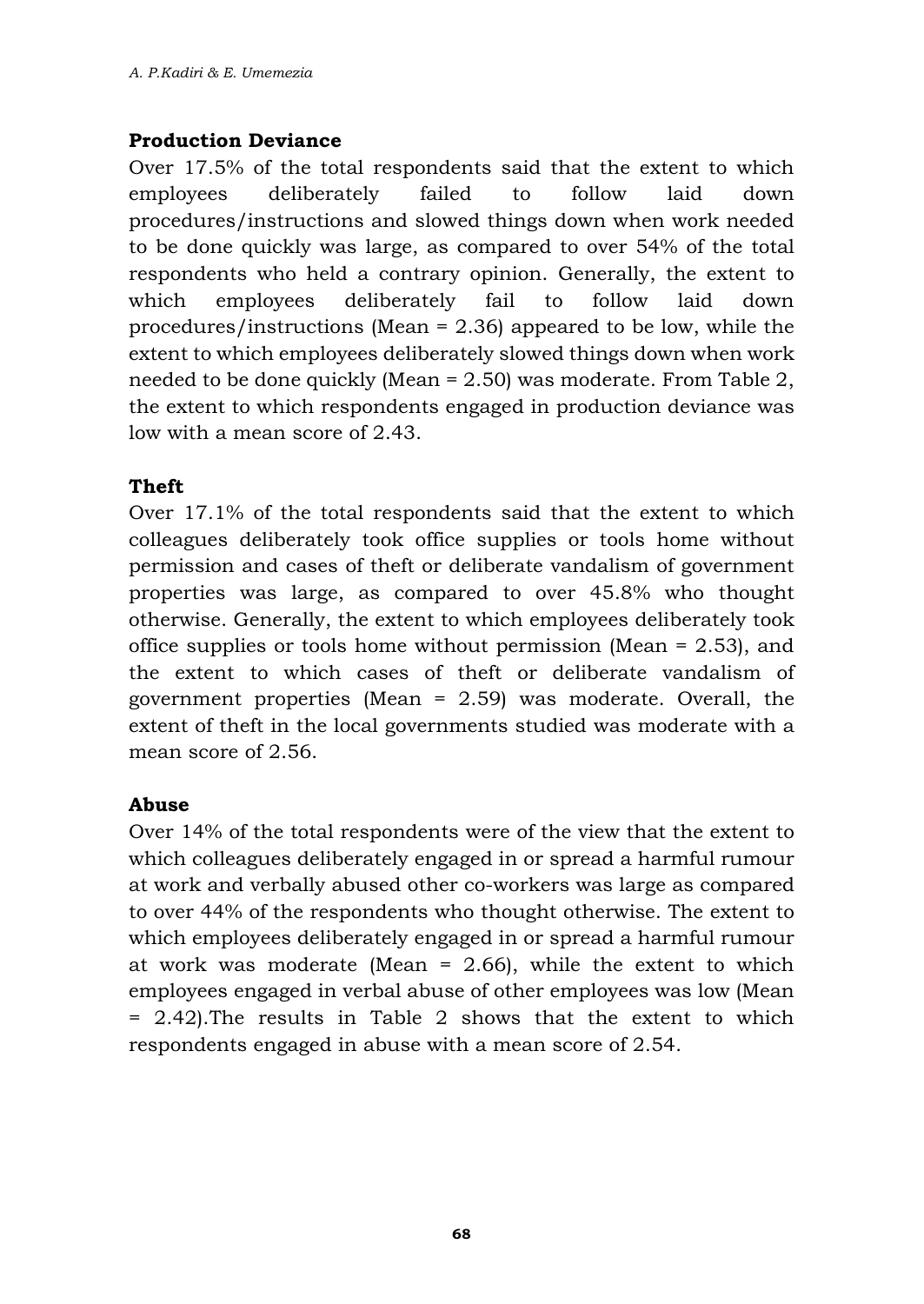**Production Deviance**

Over 17.5% of the total respondents said that the extent to which employees deliberately failed to follow laid down procedures/instructions and slowed things down when work needed to be done quickly was large, as compared to over 54% of the total respondents who held a contrary opinion. Generally, the extent to which employees deliberately fail to follow laid down procedures/instructions (Mean = 2.36) appeared to be low, while the extent to which employees deliberately slowed things down when work needed to be done quickly (Mean = 2.50) was moderate. From Table 2, the extent to which respondents engaged in production deviance was low with a mean score of 2.43.

**Theft**

Over 17.1% of the total respondents said that the extent to which colleagues deliberately took office supplies or tools home without permission and cases of theft or deliberate vandalism of government properties was large, as compared to over 45.8% who thought otherwise. Generally, the extent to which employees deliberately took office supplies or tools home without permission (Mean = 2.53), and the extent to which cases of theft or deliberate vandalism of government properties (Mean = 2.59) was moderate. Overall, the extent of theft in the local governments studied was moderate with a mean score of 2.56.

**Abuse**

Over 14% of the total respondents were of the view that the extent to which colleagues deliberately engaged in or spread a harmful rumour at work and verbally abused other co-workers was large as compared to over 44% of the respondents who thought otherwise. The extent to which employees deliberately engaged in or spread a harmful rumour at work was moderate (Mean = 2.66), while the extent to which employees engaged in verbal abuse of other employees was low (Mean = 2.42).The results in Table 2 shows that the extent to which respondents engaged in abuse with a mean score of 2.54.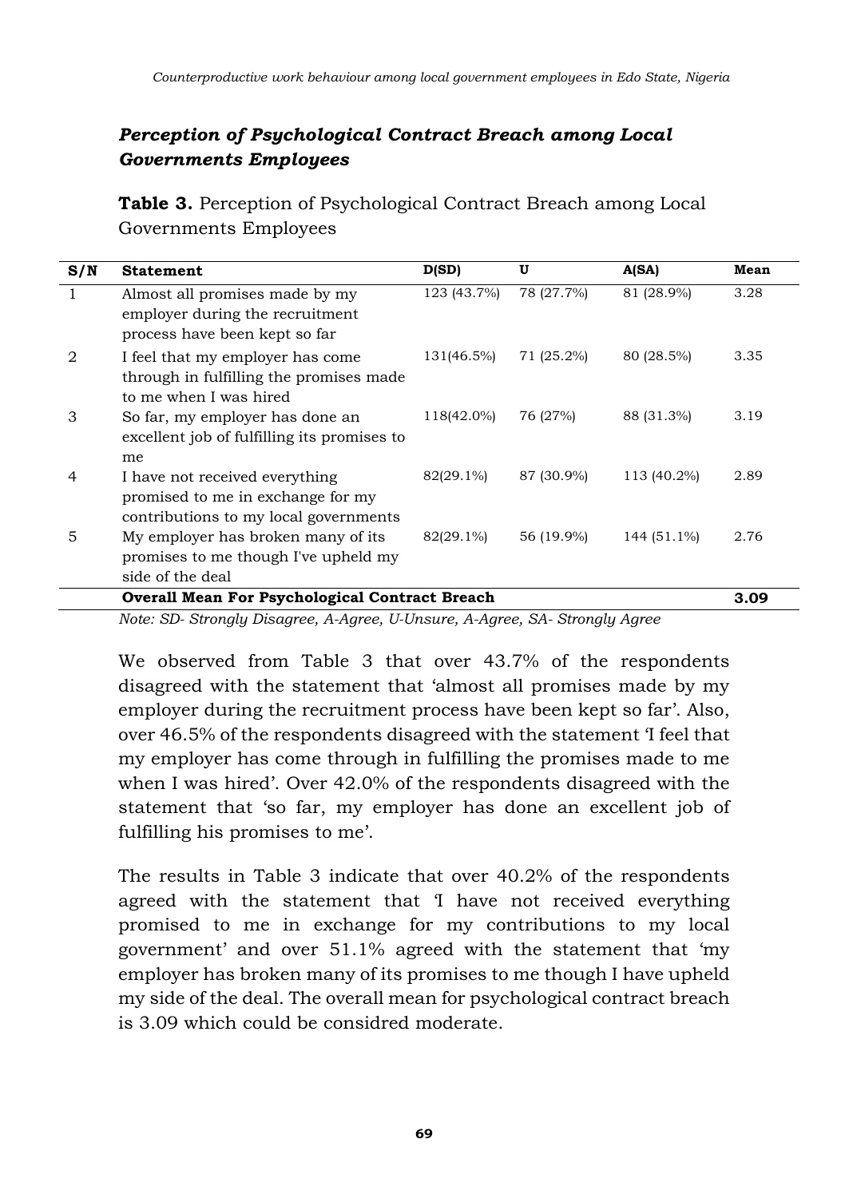### *Perception of Psychological Contract Breach among Local Governments Employees*

**Table 3.** Perception of Psychological Contract Breach among Local Governments Employees

| S/N | Statement | D(SD) | U | A(SA) | Mean |
|---|---|---|---|---|---|
| 1 | Almost all promises made by my employer during the recruitment process have been kept so far | 123 (43.7%) | 78 (27.7%) | 81 (28.9%) | 3.28 |
| 2 | I feel that my employer has come through in fulfilling the promises made to me when I was hired | 131(46.5%) | 71 (25.2%) | 80 (28.5%) | 3.35 |
| 3 | So far, my employer has done an excellent job of fulfilling its promises to me | 118(42.0%) | 76 (27%) | 88 (31.3%) | 3.19 |
| 4 | I have not received everything promised to me in exchange for my contributions to my local governments | 82(29.1%) | 87 (30.9%) | 113 (40.2%) | 2.89 |
| 5 | My employer has broken many of its promises to me though I've upheld my side of the deal | 82(29.1%) | 56 (19.9%) | 144 (51.1%) | 2.76 |
| | **Overall Mean For Psychological Contract Breach** | | | | **3.09** |

*Note: SD- Strongly Disagree, A-Agree, U-Unsure, A-Agree, SA- Strongly Agree*

We observed from Table 3 that over 43.7% of the respondents disagreed with the statement that 'almost all promises made by my employer during the recruitment process have been kept so far'. Also, over 46.5% of the respondents disagreed with the statement 'I feel that my employer has come through in fulfilling the promises made to me when I was hired'. Over 42.0% of the respondents disagreed with the statement that 'so far, my employer has done an excellent job of fulfilling his promises to me'.

The results in Table 3 indicate that over 40.2% of the respondents agreed with the statement that 'I have not received everything promised to me in exchange for my contributions to my local government' and over 51.1% agreed with the statement that 'my employer has broken many of its promises to me though I have upheld my side of the deal. The overall mean for psychological contract breach is 3.09 which could be considred moderate.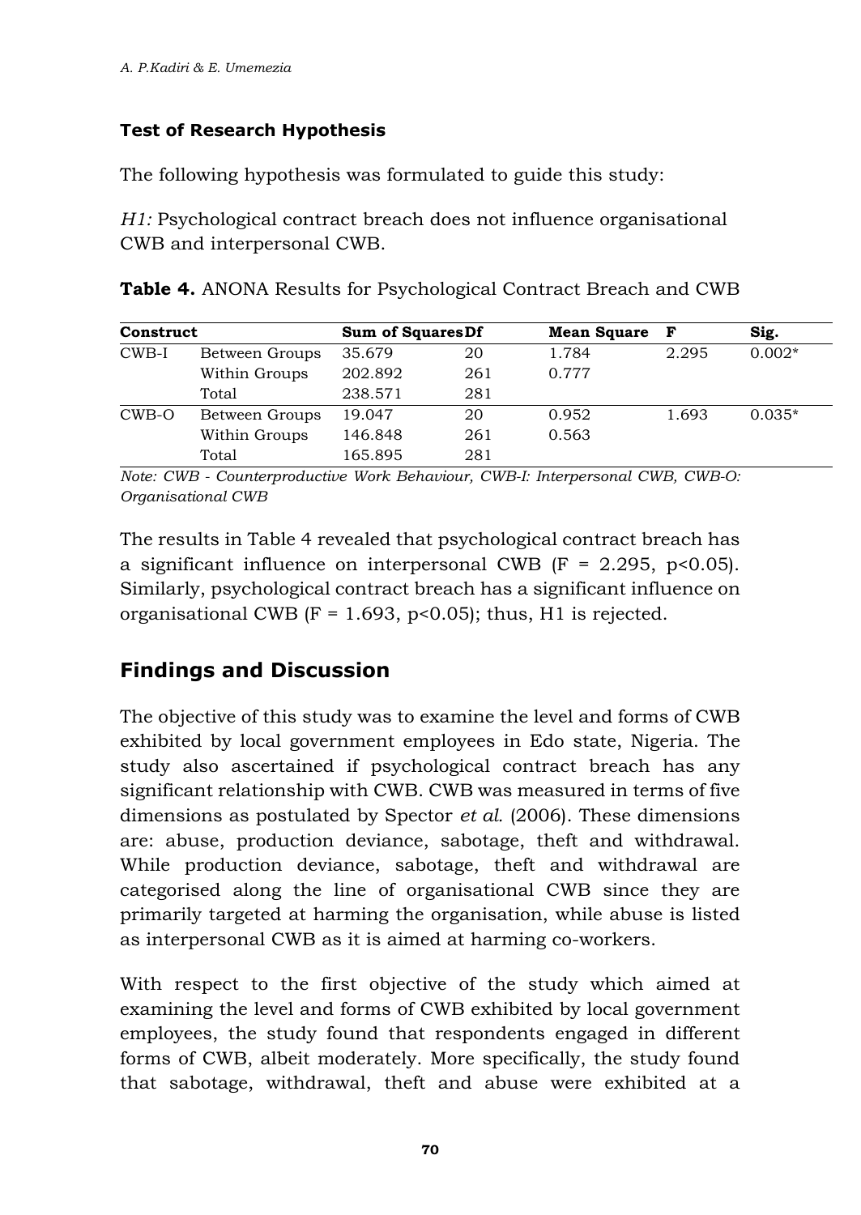### Test of Research Hypothesis

The following hypothesis was formulated to guide this study:

*H1:* Psychological contract breach does not influence organisational CWB and interpersonal CWB.

**Table 4.** ANONA Results for Psychological Contract Breach and CWB

| Construct | | Sum of Squares | Df | Mean Square | F | Sig. |
|---|---|---|---|---|---|---|
| CWB-I | Between Groups | 35.679 | 20 | 1.784 | 2.295 | 0.002* |
| | Within Groups | 202.892 | 261 | 0.777 | | |
| | Total | 238.571 | 281 | | | |
| CWB-O | Between Groups | 19.047 | 20 | 0.952 | 1.693 | 0.035* |
| | Within Groups | 146.848 | 261 | 0.563 | | |
| | Total | 165.895 | 281 | | | |

*Note: CWB - Counterproductive Work Behaviour, CWB-I: Interpersonal CWB, CWB-O: Organisational CWB*

The results in Table 4 revealed that psychological contract breach has a significant influence on interpersonal CWB ($F = 2.295$, $p<0.05$). Similarly, psychological contract breach has a significant influence on organisational CWB ($F = 1.693$, $p<0.05$); thus, H1 is rejected.

## Findings and Discussion

The objective of this study was to examine the level and forms of CWB exhibited by local government employees in Edo state, Nigeria. The study also ascertained if psychological contract breach has any significant relationship with CWB. CWB was measured in terms of five dimensions as postulated by Spector *et al.* (2006). These dimensions are: abuse, production deviance, sabotage, theft and withdrawal. While production deviance, sabotage, theft and withdrawal are categorised along the line of organisational CWB since they are primarily targeted at harming the organisation, while abuse is listed as interpersonal CWB as it is aimed at harming co-workers.

With respect to the first objective of the study which aimed at examining the level and forms of CWB exhibited by local government employees, the study found that respondents engaged in different forms of CWB, albeit moderately. More specifically, the study found that sabotage, withdrawal, theft and abuse were exhibited at a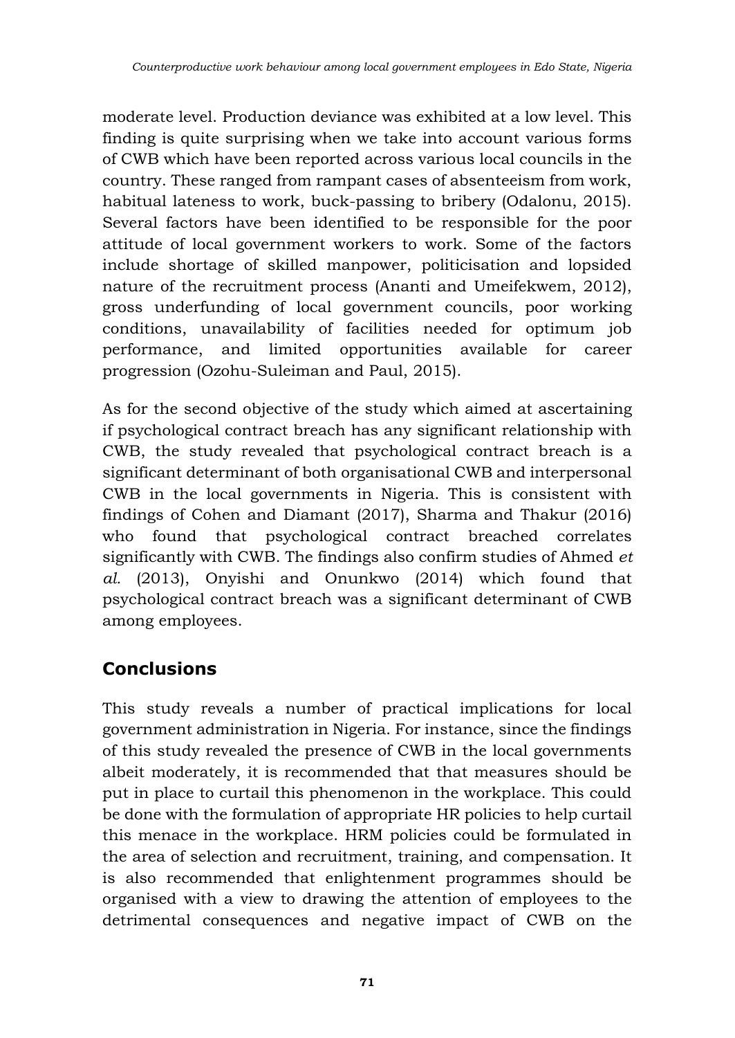moderate level. Production deviance was exhibited at a low level. This finding is quite surprising when we take into account various forms of CWB which have been reported across various local councils in the country. These ranged from rampant cases of absenteeism from work, habitual lateness to work, buck-passing to bribery (Odalonu, 2015). Several factors have been identified to be responsible for the poor attitude of local government workers to work. Some of the factors include shortage of skilled manpower, politicisation and lopsided nature of the recruitment process (Ananti and Umeifekwem, 2012), gross underfunding of local government councils, poor working conditions, unavailability of facilities needed for optimum job performance, and limited opportunities available for career progression (Ozohu-Suleiman and Paul, 2015).

As for the second objective of the study which aimed at ascertaining if psychological contract breach has any significant relationship with CWB, the study revealed that psychological contract breach is a significant determinant of both organisational CWB and interpersonal CWB in the local governments in Nigeria. This is consistent with findings of Cohen and Diamant (2017), Sharma and Thakur (2016) who found that psychological contract breached correlates significantly with CWB. The findings also confirm studies of Ahmed *et al.* (2013), Onyishi and Onunkwo (2014) which found that psychological contract breach was a significant determinant of CWB among employees.

## Conclusions

This study reveals a number of practical implications for local government administration in Nigeria. For instance, since the findings of this study revealed the presence of CWB in the local governments albeit moderately, it is recommended that that measures should be put in place to curtail this phenomenon in the workplace. This could be done with the formulation of appropriate HR policies to help curtail this menace in the workplace. HRM policies could be formulated in the area of selection and recruitment, training, and compensation. It is also recommended that enlightenment programmes should be organised with a view to drawing the attention of employees to the detrimental consequences and negative impact of CWB on the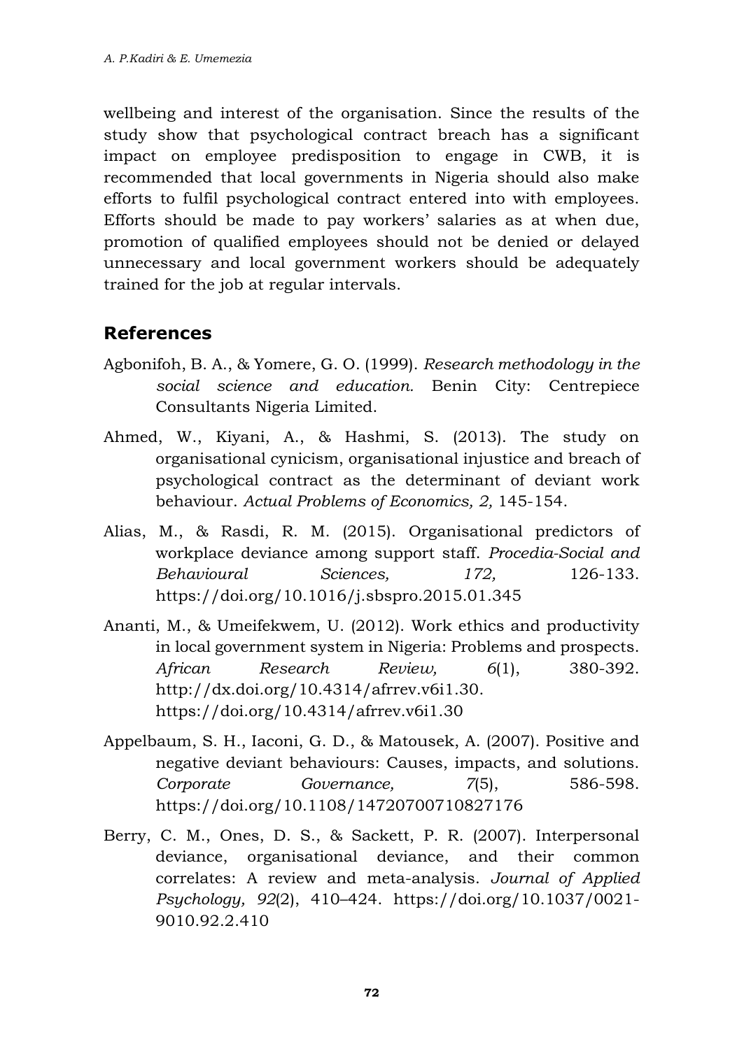wellbeing and interest of the organisation. Since the results of the study show that psychological contract breach has a significant impact on employee predisposition to engage in CWB, it is recommended that local governments in Nigeria should also make efforts to fulfil psychological contract entered into with employees. Efforts should be made to pay workers' salaries as at when due, promotion of qualified employees should not be denied or delayed unnecessary and local government workers should be adequately trained for the job at regular intervals.

## References

Agbonifoh, B. A., & Yomere, G. O. (1999). *Research methodology in the social science and education.* Benin City: Centrepiece Consultants Nigeria Limited.

Ahmed, W., Kiyani, A., & Hashmi, S. (2013). The study on organisational cynicism, organisational injustice and breach of psychological contract as the determinant of deviant work behaviour. *Actual Problems of Economics, 2,* 145-154.

Alias, M., & Rasdi, R. M. (2015). Organisational predictors of workplace deviance among support staff. *Procedia-Social and Behavioural Sciences, 172,* 126-133. https://doi.org/10.1016/j.sbspro.2015.01.345

Ananti, M., & Umeifekwem, U. (2012). Work ethics and productivity in local government system in Nigeria: Problems and prospects. *African Research Review, 6*(1), 380-392. http://dx.doi.org/10.4314/afrrev.v6i1.30. https://doi.org/10.4314/afrrev.v6i1.30

Appelbaum, S. H., Iaconi, G. D., & Matousek, A. (2007). Positive and negative deviant behaviours: Causes, impacts, and solutions. *Corporate Governance, 7*(5), 586-598. https://doi.org/10.1108/14720700710827176

Berry, C. M., Ones, D. S., & Sackett, P. R. (2007). Interpersonal deviance, organisational deviance, and their common correlates: A review and meta-analysis. *Journal of Applied Psychology, 92*(2), 410–424. https://doi.org/10.1037/0021-9010.92.2.410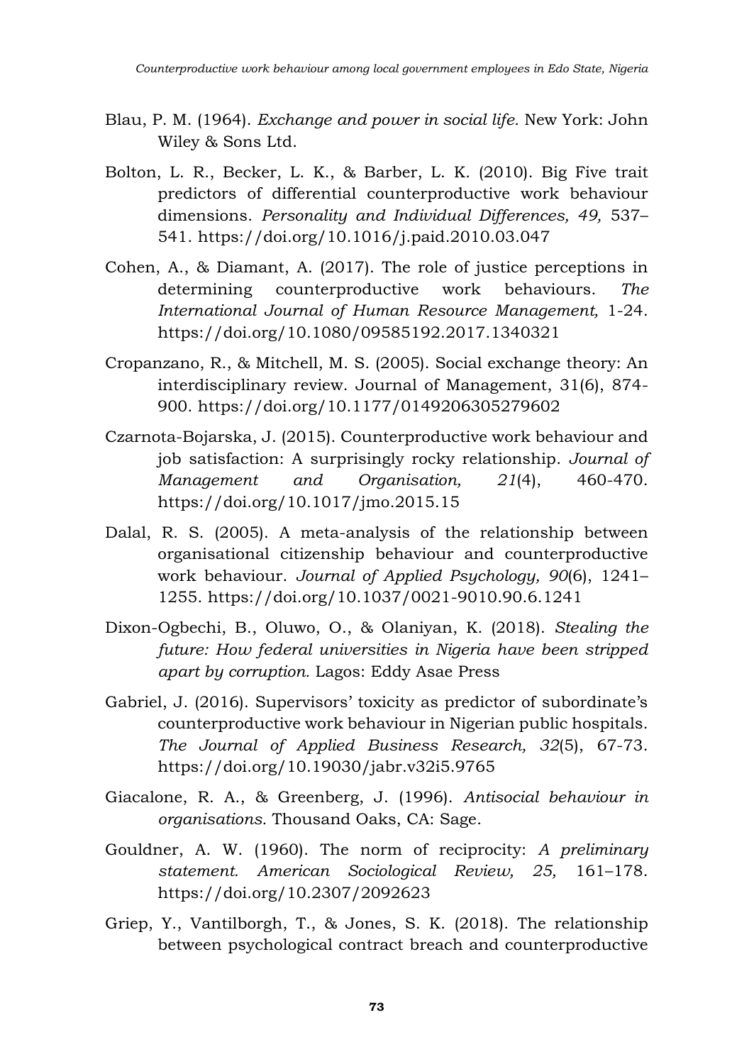Blau, P. M. (1964). *Exchange and power in social life.* New York: John Wiley & Sons Ltd.

Bolton, L. R., Becker, L. K., & Barber, L. K. (2010). Big Five trait predictors of differential counterproductive work behaviour dimensions. *Personality and Individual Differences, 49,* 537–541. https://doi.org/10.1016/j.paid.2010.03.047

Cohen, A., & Diamant, A. (2017). The role of justice perceptions in determining counterproductive work behaviours. *The International Journal of Human Resource Management,* 1-24. https://doi.org/10.1080/09585192.2017.1340321

Cropanzano, R., & Mitchell, M. S. (2005). Social exchange theory: An interdisciplinary review. Journal of Management, 31(6), 874-900. https://doi.org/10.1177/0149206305279602

Czarnota-Bojarska, J. (2015). Counterproductive work behaviour and job satisfaction: A surprisingly rocky relationship. *Journal of Management and Organisation, 21*(4), 460-470. https://doi.org/10.1017/jmo.2015.15

Dalal, R. S. (2005). A meta-analysis of the relationship between organisational citizenship behaviour and counterproductive work behaviour. *Journal of Applied Psychology, 90*(6), 1241–1255. https://doi.org/10.1037/0021-9010.90.6.1241

Dixon-Ogbechi, B., Oluwo, O., & Olaniyan, K. (2018). *Stealing the future: How federal universities in Nigeria have been stripped apart by corruption.* Lagos: Eddy Asae Press

Gabriel, J. (2016). Supervisors' toxicity as predictor of subordinate's counterproductive work behaviour in Nigerian public hospitals. *The Journal of Applied Business Research, 32*(5), 67-73. https://doi.org/10.19030/jabr.v32i5.9765

Giacalone, R. A., & Greenberg, J. (1996). *Antisocial behaviour in organisations.* Thousand Oaks, CA: Sage.

Gouldner, A. W. (1960). The norm of reciprocity: *A preliminary statement. American Sociological Review, 25,* 161–178. https://doi.org/10.2307/2092623

Griep, Y., Vantilborgh, T., & Jones, S. K. (2018). The relationship between psychological contract breach and counterproductive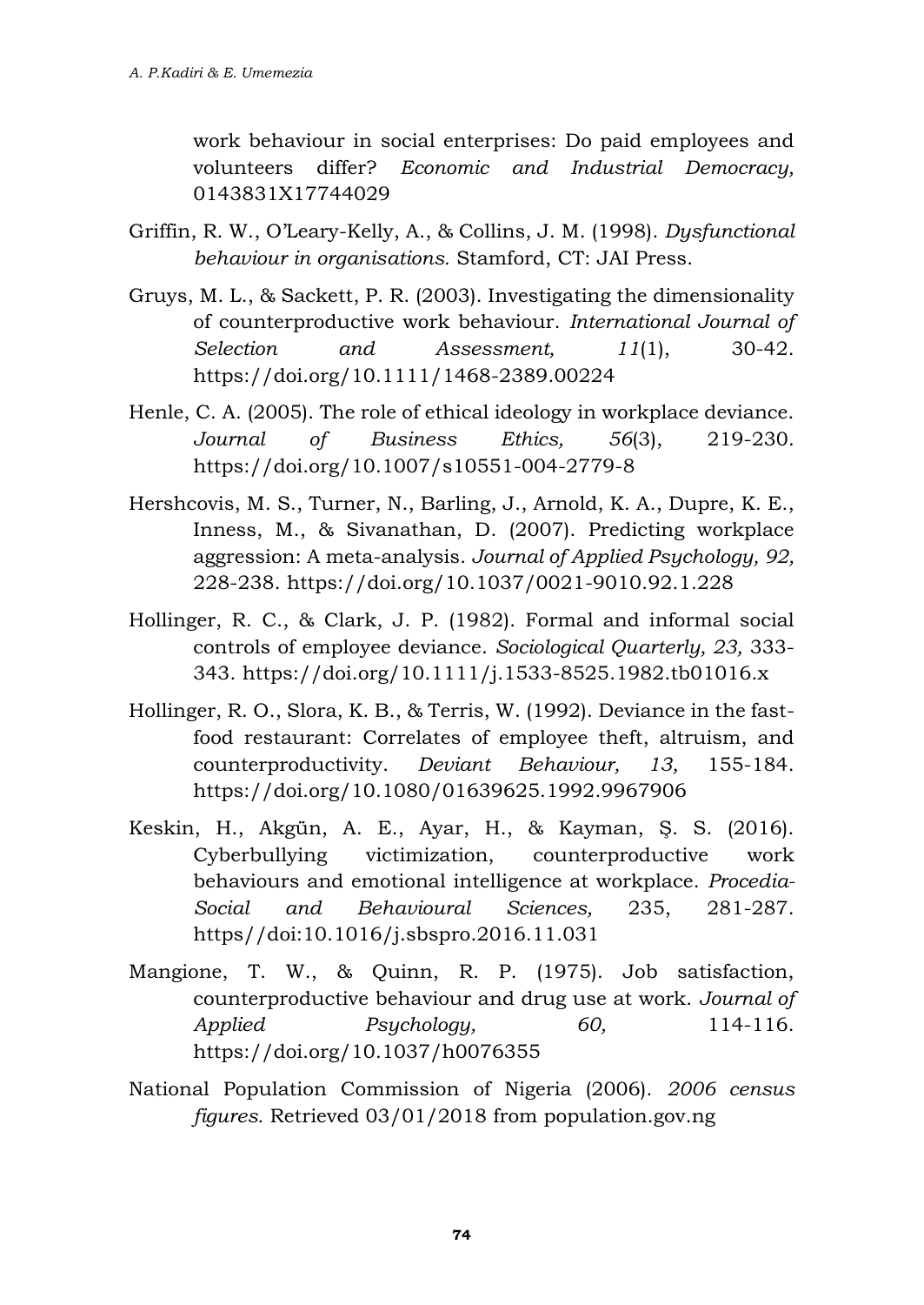work behaviour in social enterprises: Do paid employees and volunteers differ? *Economic and Industrial Democracy,* 0143831X17744029

Griffin, R. W., O'Leary-Kelly, A., & Collins, J. M. (1998). *Dysfunctional behaviour in organisations.* Stamford, CT: JAI Press.

Gruys, M. L., & Sackett, P. R. (2003). Investigating the dimensionality of counterproductive work behaviour. *International Journal of Selection and Assessment, 11*(1), 30-42. https://doi.org/10.1111/1468-2389.00224

Henle, C. A. (2005). The role of ethical ideology in workplace deviance. *Journal of Business Ethics, 56*(3), 219-230. https://doi.org/10.1007/s10551-004-2779-8

Hershcovis, M. S., Turner, N., Barling, J., Arnold, K. A., Dupre, K. E., Inness, M., & Sivanathan, D. (2007). Predicting workplace aggression: A meta-analysis. *Journal of Applied Psychology, 92,* 228-238. https://doi.org/10.1037/0021-9010.92.1.228

Hollinger, R. C., & Clark, J. P. (1982). Formal and informal social controls of employee deviance. *Sociological Quarterly, 23,* 333-343. https://doi.org/10.1111/j.1533-8525.1982.tb01016.x

Hollinger, R. O., Slora, K. B., & Terris, W. (1992). Deviance in the fast-food restaurant: Correlates of employee theft, altruism, and counterproductivity. *Deviant Behaviour, 13,* 155-184. https://doi.org/10.1080/01639625.1992.9967906

Keskin, H., Akgün, A. E., Ayar, H., & Kayman, Ş. S. (2016). Cyberbullying victimization, counterproductive work behaviours and emotional intelligence at workplace. *Procedia-Social and Behavioural Sciences,* 235, 281-287. https//doi:10.1016/j.sbspro.2016.11.031

Mangione, T. W., & Quinn, R. P. (1975). Job satisfaction, counterproductive behaviour and drug use at work. *Journal of Applied Psychology, 60,* 114-116. https://doi.org/10.1037/h0076355

National Population Commission of Nigeria (2006). *2006 census figures.* Retrieved 03/01/2018 from population.gov.ng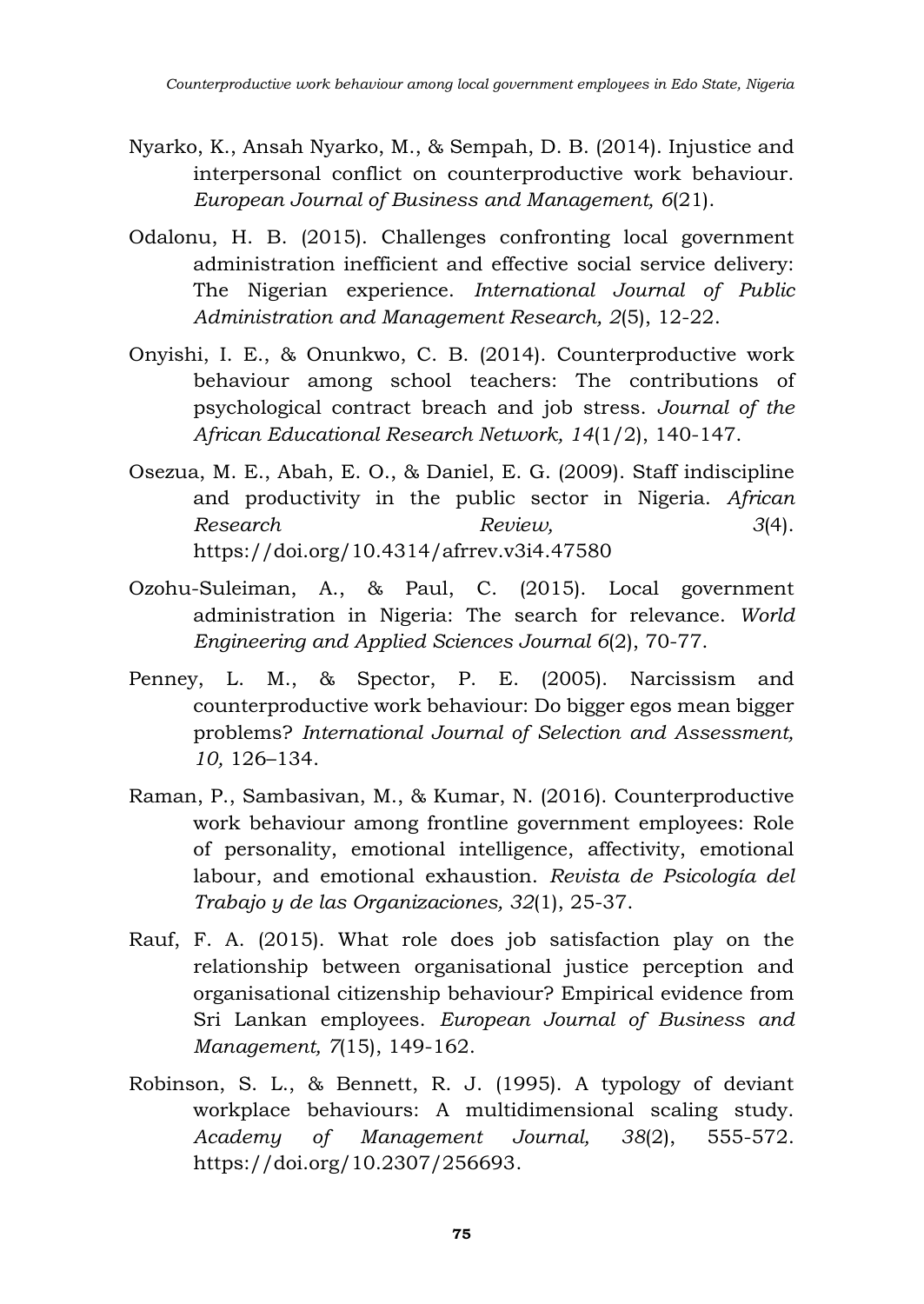Nyarko, K., Ansah Nyarko, M., & Sempah, D. B. (2014). Injustice and interpersonal conflict on counterproductive work behaviour. *European Journal of Business and Management, 6*(21).

Odalonu, H. B. (2015). Challenges confronting local government administration inefficient and effective social service delivery: The Nigerian experience. *International Journal of Public Administration and Management Research, 2*(5), 12-22.

Onyishi, I. E., & Onunkwo, C. B. (2014). Counterproductive work behaviour among school teachers: The contributions of psychological contract breach and job stress. *Journal of the African Educational Research Network, 14*(1/2), 140-147.

Osezua, M. E., Abah, E. O., & Daniel, E. G. (2009). Staff indiscipline and productivity in the public sector in Nigeria. *African Research Review, 3*(4). https://doi.org/10.4314/afrrev.v3i4.47580

Ozohu-Suleiman, A., & Paul, C. (2015). Local government administration in Nigeria: The search for relevance. *World Engineering and Applied Sciences Journal 6*(2), 70-77.

Penney, L. M., & Spector, P. E. (2005). Narcissism and counterproductive work behaviour: Do bigger egos mean bigger problems? *International Journal of Selection and Assessment, 10,* 126–134.

Raman, P., Sambasivan, M., & Kumar, N. (2016). Counterproductive work behaviour among frontline government employees: Role of personality, emotional intelligence, affectivity, emotional labour, and emotional exhaustion. *Revista de Psicología del Trabajo y de las Organizaciones, 32*(1), 25-37.

Rauf, F. A. (2015). What role does job satisfaction play on the relationship between organisational justice perception and organisational citizenship behaviour? Empirical evidence from Sri Lankan employees. *European Journal of Business and Management, 7*(15), 149-162.

Robinson, S. L., & Bennett, R. J. (1995). A typology of deviant workplace behaviours: A multidimensional scaling study. *Academy of Management Journal, 38*(2), 555-572. https://doi.org/10.2307/256693.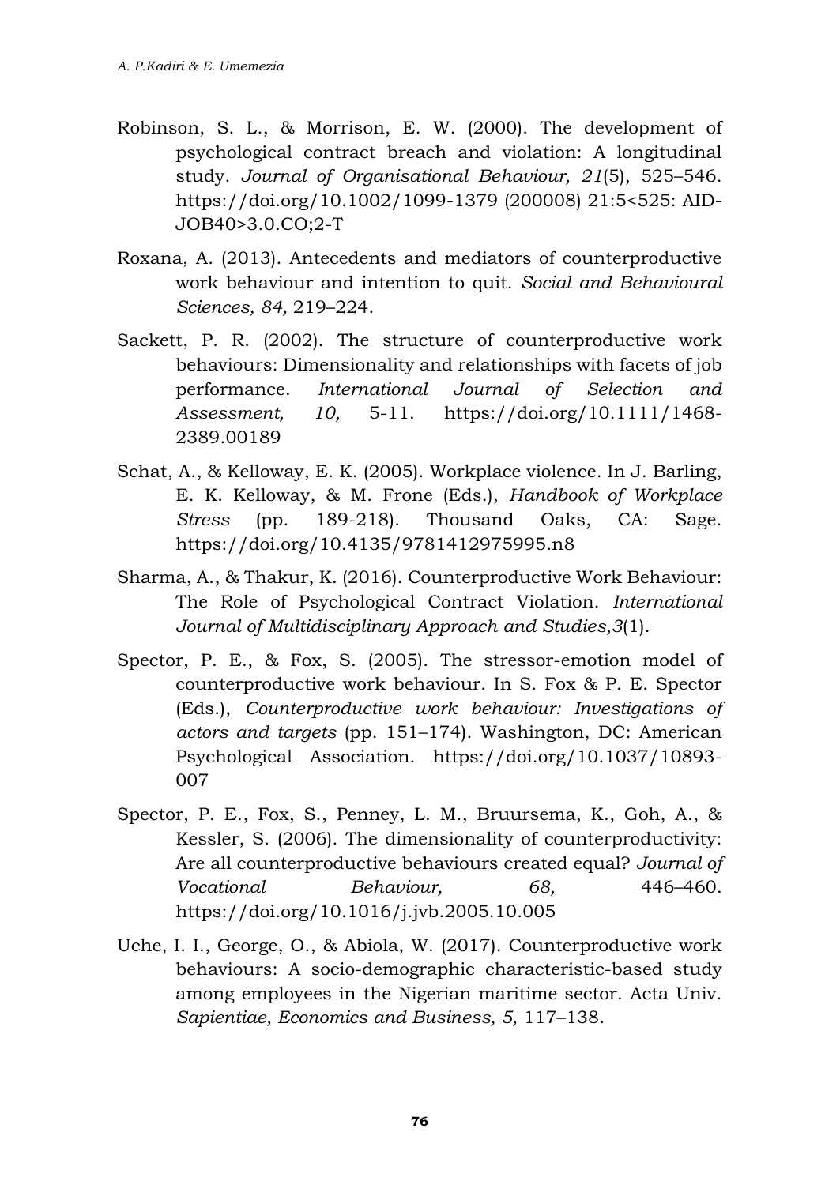Robinson, S. L., & Morrison, E. W. (2000). The development of psychological contract breach and violation: A longitudinal study. *Journal of Organisational Behaviour, 21*(5), 525–546. https://doi.org/10.1002/1099-1379 (200008) 21:5<525: AID-JOB40>3.0.CO;2-T

Roxana, A. (2013). Antecedents and mediators of counterproductive work behaviour and intention to quit. *Social and Behavioural Sciences, 84,* 219–224.

Sackett, P. R. (2002). The structure of counterproductive work behaviours: Dimensionality and relationships with facets of job performance. *International Journal of Selection and Assessment, 10,* 5-11. https://doi.org/10.1111/1468-2389.00189

Schat, A., & Kelloway, E. K. (2005). Workplace violence. In J. Barling, E. K. Kelloway, & M. Frone (Eds.), *Handbook of Workplace Stress* (pp. 189-218). Thousand Oaks, CA: Sage. https://doi.org/10.4135/9781412975995.n8

Sharma, A., & Thakur, K. (2016). Counterproductive Work Behaviour: The Role of Psychological Contract Violation. *International Journal of Multidisciplinary Approach and Studies,3*(1).

Spector, P. E., & Fox, S. (2005). The stressor-emotion model of counterproductive work behaviour. In S. Fox & P. E. Spector (Eds.), *Counterproductive work behaviour: Investigations of actors and targets* (pp. 151–174). Washington, DC: American Psychological Association. https://doi.org/10.1037/10893-007

Spector, P. E., Fox, S., Penney, L. M., Bruursema, K., Goh, A., & Kessler, S. (2006). The dimensionality of counterproductivity: Are all counterproductive behaviours created equal? *Journal of Vocational Behaviour, 68,* 446–460. https://doi.org/10.1016/j.jvb.2005.10.005

Uche, I. I., George, O., & Abiola, W. (2017). Counterproductive work behaviours: A socio-demographic characteristic-based study among employees in the Nigerian maritime sector. Acta Univ. *Sapientiae, Economics and Business, 5,* 117–138.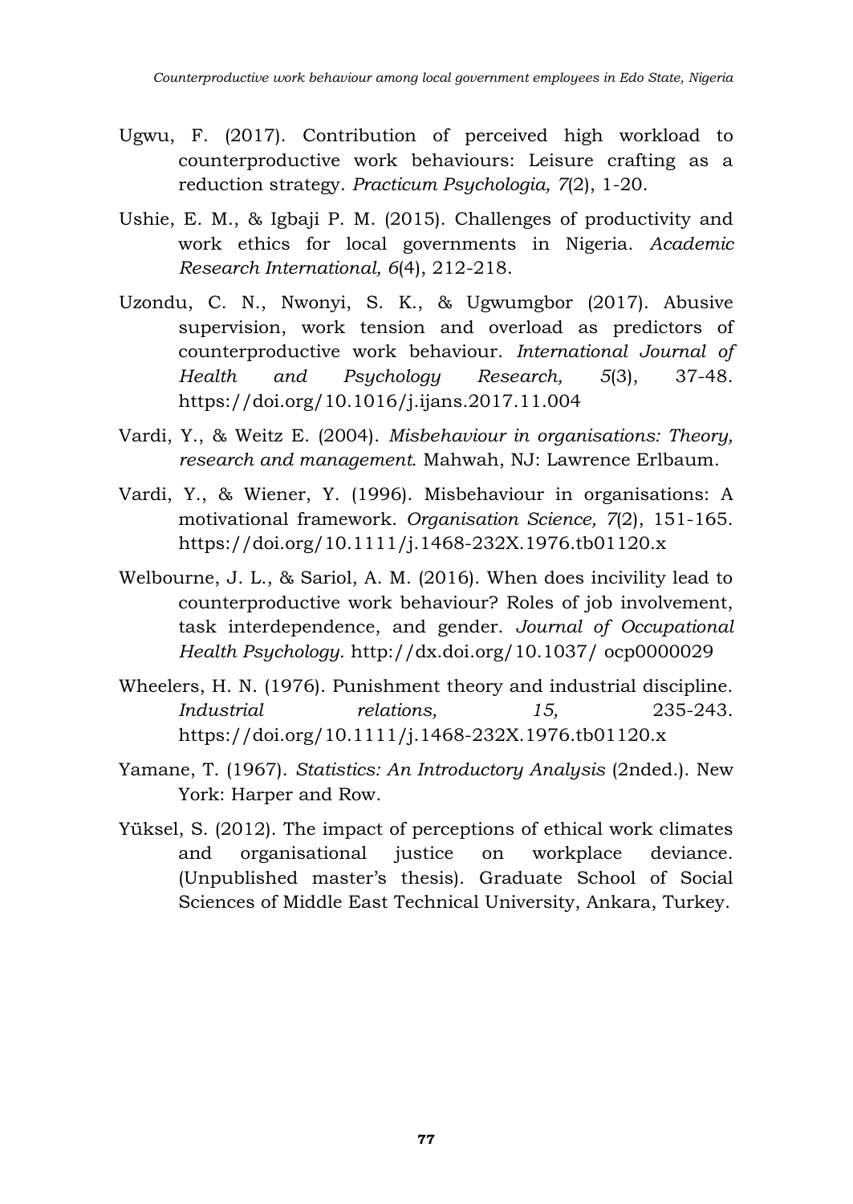Ugwu, F. (2017). Contribution of perceived high workload to counterproductive work behaviours: Leisure crafting as a reduction strategy. *Practicum Psychologia, 7*(2), 1-20.

Ushie, E. M., & Igbaji P. M. (2015). Challenges of productivity and work ethics for local governments in Nigeria. *Academic Research International, 6*(4), 212-218.

Uzondu, C. N., Nwonyi, S. K., & Ugwumgbor (2017). Abusive supervision, work tension and overload as predictors of counterproductive work behaviour. *International Journal of Health and Psychology Research, 5*(3), 37-48. https://doi.org/10.1016/j.ijans.2017.11.004

Vardi, Y., & Weitz E. (2004). *Misbehaviour in organisations: Theory, research and management.* Mahwah, NJ: Lawrence Erlbaum.

Vardi, Y., & Wiener, Y. (1996). Misbehaviour in organisations: A motivational framework. *Organisation Science, 7*(2), 151-165. https://doi.org/10.1111/j.1468-232X.1976.tb01120.x

Welbourne, J. L., & Sariol, A. M. (2016). When does incivility lead to counterproductive work behaviour? Roles of job involvement, task interdependence, and gender. *Journal of Occupational Health Psychology.* http://dx.doi.org/10.1037/ ocp0000029

Wheelers, H. N. (1976). Punishment theory and industrial discipline. *Industrial relations, 15,* 235-243. https://doi.org/10.1111/j.1468-232X.1976.tb01120.x

Yamane, T. (1967). *Statistics: An Introductory Analysis* (2nded.). New York: Harper and Row.

Yüksel, S. (2012). The impact of perceptions of ethical work climates and organisational justice on workplace deviance. (Unpublished master's thesis). Graduate School of Social Sciences of Middle East Technical University, Ankara, Turkey.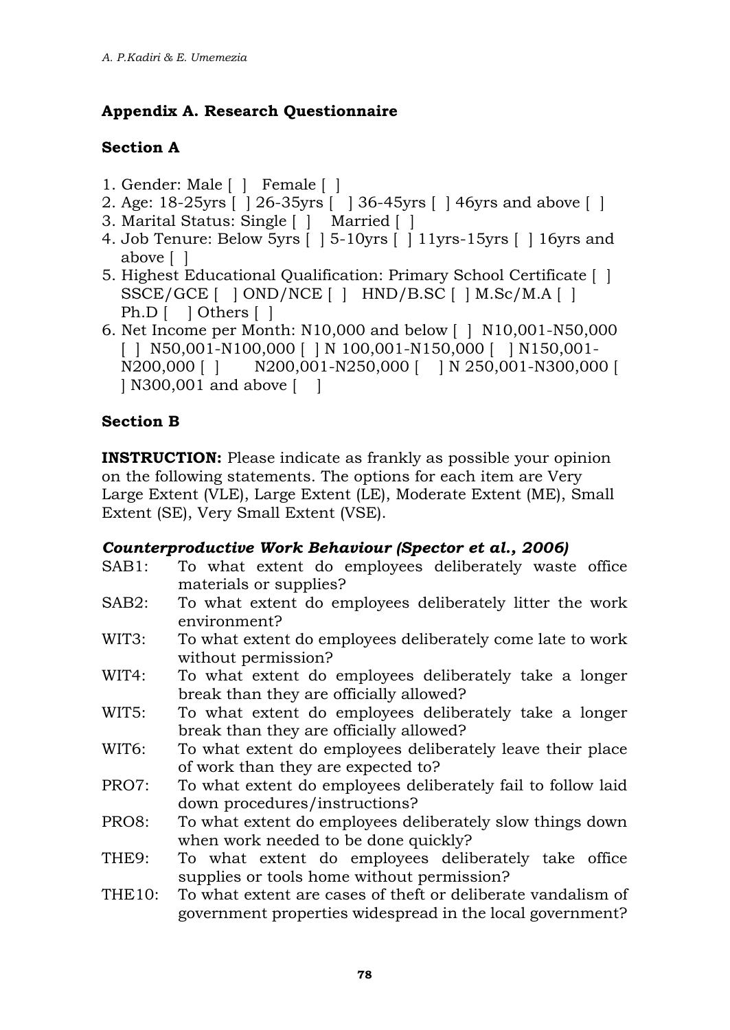## Appendix A. Research Questionnaire

### Section A

1. Gender: Male [ ] Female [ ]
2. Age: 18-25yrs [ ] 26-35yrs [ ] 36-45yrs [ ] 46yrs and above [ ]
3. Marital Status: Single [ ] Married [ ]
4. Job Tenure: Below 5yrs [ ] 5-10yrs [ ] 11yrs-15yrs [ ] 16yrs and above [ ]
5. Highest Educational Qualification: Primary School Certificate [ ] SSCE/GCE [ ] OND/NCE [ ] HND/B.SC [ ] M.Sc/M.A [ ] Ph.D [ ] Others [ ]
6. Net Income per Month: N10,000 and below [ ] N10,001-N50,000 [ ] N50,001-N100,000 [ ] N 100,001-N150,000 [ ] N150,001-N200,000 [ ] N200,001-N250,000 [ ] N 250,001-N300,000 [ ] N300,001 and above [ ]

### Section B

**INSTRUCTION:** Please indicate as frankly as possible your opinion on the following statements. The options for each item are Very Large Extent (VLE), Large Extent (LE), Moderate Extent (ME), Small Extent (SE), Very Small Extent (VSE).

***Counterproductive Work Behaviour (Spector et al., 2006)***

SAB1: To what extent do employees deliberately waste office materials or supplies?

SAB2: To what extent do employees deliberately litter the work environment?

WIT3: To what extent do employees deliberately come late to work without permission?

WIT4: To what extent do employees deliberately take a longer break than they are officially allowed?

WIT5: To what extent do employees deliberately take a longer break than they are officially allowed?

WIT6: To what extent do employees deliberately leave their place of work than they are expected to?

PRO7: To what extent do employees deliberately fail to follow laid down procedures/instructions?

PRO8: To what extent do employees deliberately slow things down when work needed to be done quickly?

THE9: To what extent do employees deliberately take office supplies or tools home without permission?

THE10: To what extent are cases of theft or deliberate vandalism of government properties widespread in the local government?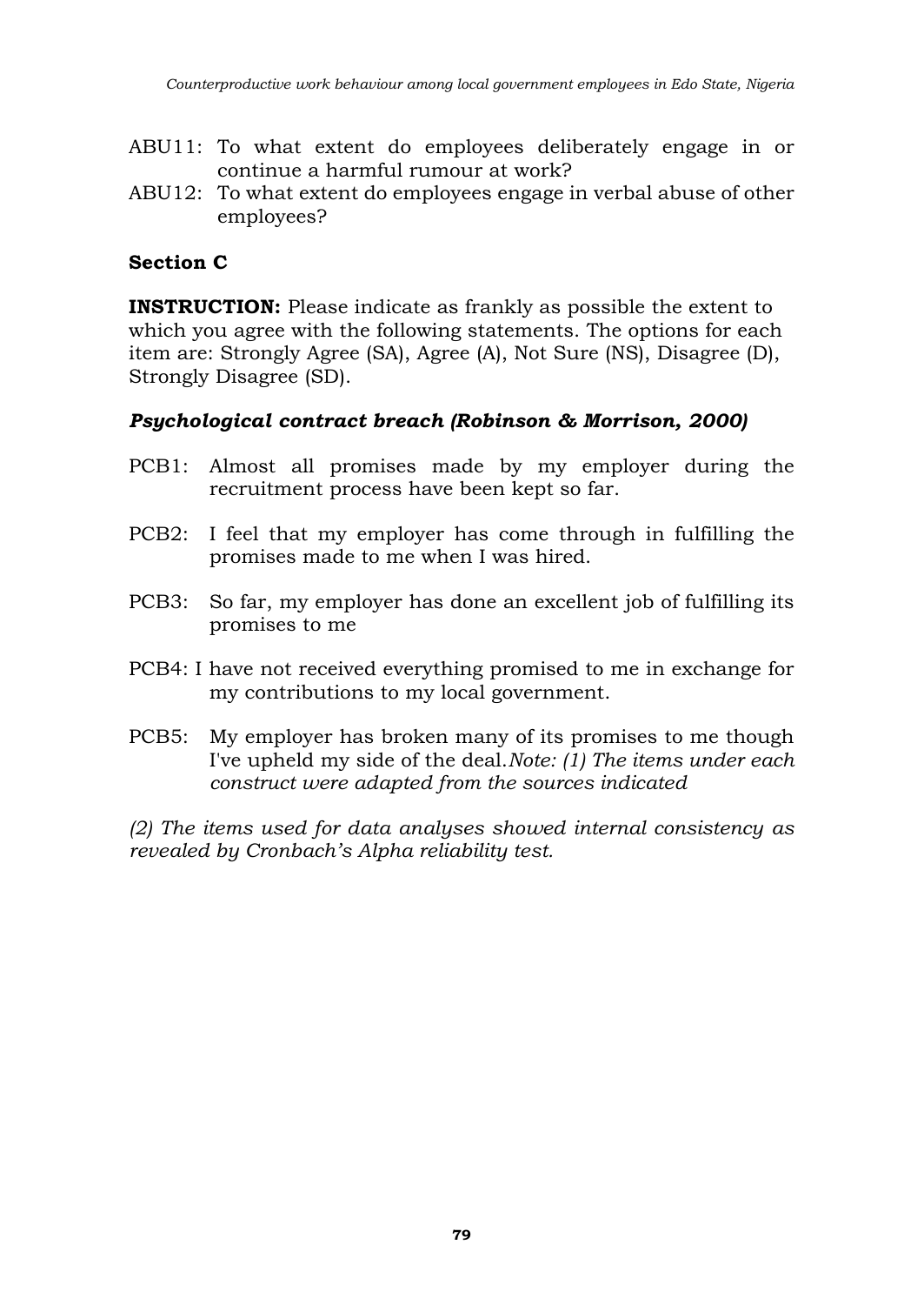- ABU11: To what extent do employees deliberately engage in or continue a harmful rumour at work?
- ABU12: To what extent do employees engage in verbal abuse of other employees?

**Section C**

**INSTRUCTION:** Please indicate as frankly as possible the extent to which you agree with the following statements. The options for each item are: Strongly Agree (SA), Agree (A), Not Sure (NS), Disagree (D), Strongly Disagree (SD).

***Psychological contract breach (Robinson & Morrison, 2000)***

- PCB1: Almost all promises made by my employer during the recruitment process have been kept so far.
- PCB2: I feel that my employer has come through in fulfilling the promises made to me when I was hired.
- PCB3: So far, my employer has done an excellent job of fulfilling its promises to me
- PCB4: I have not received everything promised to me in exchange for my contributions to my local government.
- PCB5: My employer has broken many of its promises to me though I've upheld my side of the deal.*Note: (1) The items under each construct were adapted from the sources indicated*

*(2) The items used for data analyses showed internal consistency as revealed by Cronbach's Alpha reliability test.*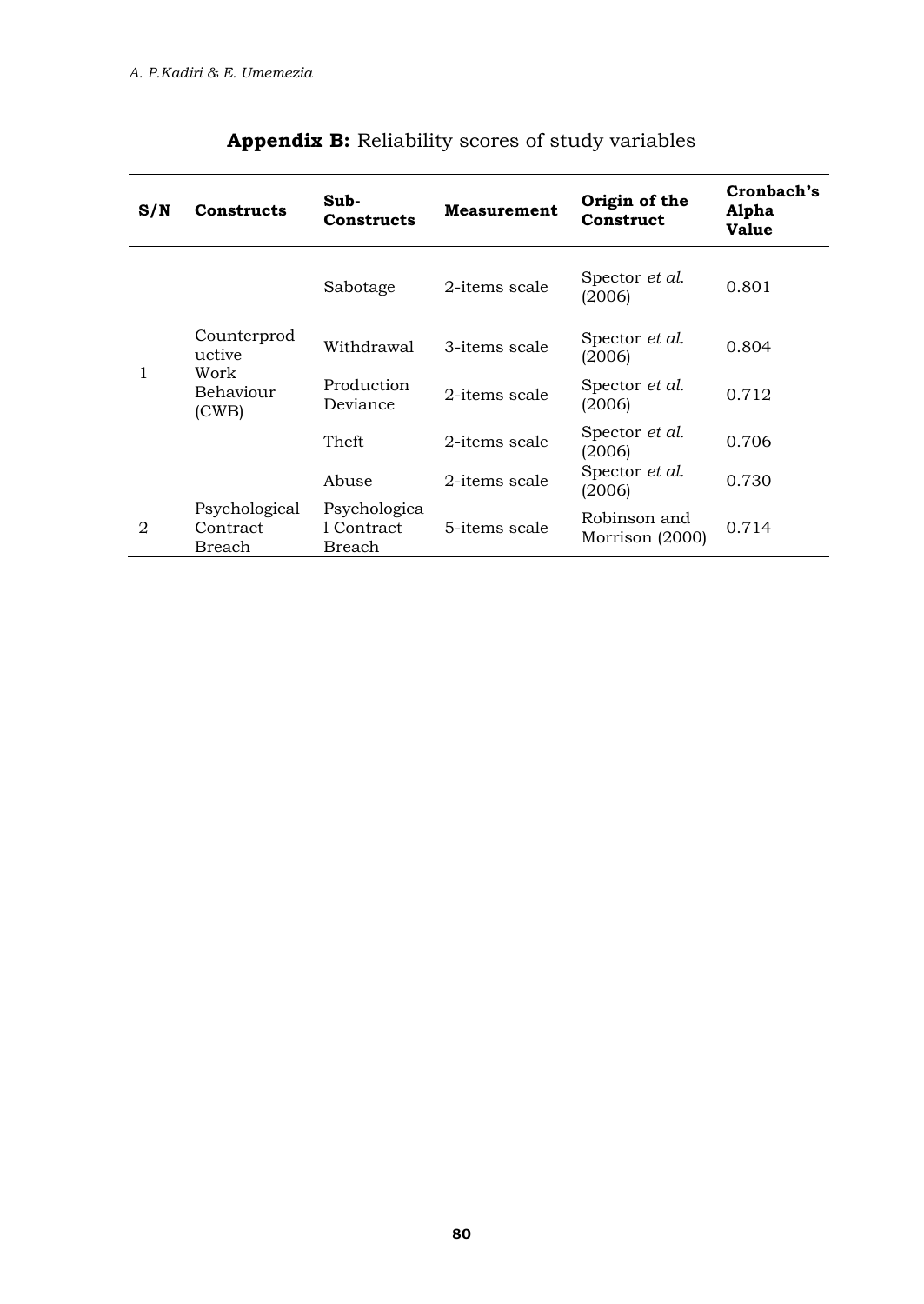**Appendix B:** Reliability scores of study variables

| S/N | Constructs | Sub-Constructs | Measurement | Origin of the Construct | Cronbach's Alpha Value |
|---|---|---|---|---|---|
| 1 | Counterproductive Work Behaviour (CWB) | Sabotage | 2-items scale | Spector *et al.* (2006) | 0.801 |
| | | Withdrawal | 3-items scale | Spector *et al.* (2006) | 0.804 |
| | | Production Deviance | 2-items scale | Spector *et al.* (2006) | 0.712 |
| | | Theft | 2-items scale | Spector *et al.* (2006) | 0.706 |
| | | Abuse | 2-items scale | Spector *et al.* (2006) | 0.730 |
| 2 | Psychological Contract Breach | Psychological Contract Breach | 5-items scale | Robinson and Morrison (2000) | 0.714 |